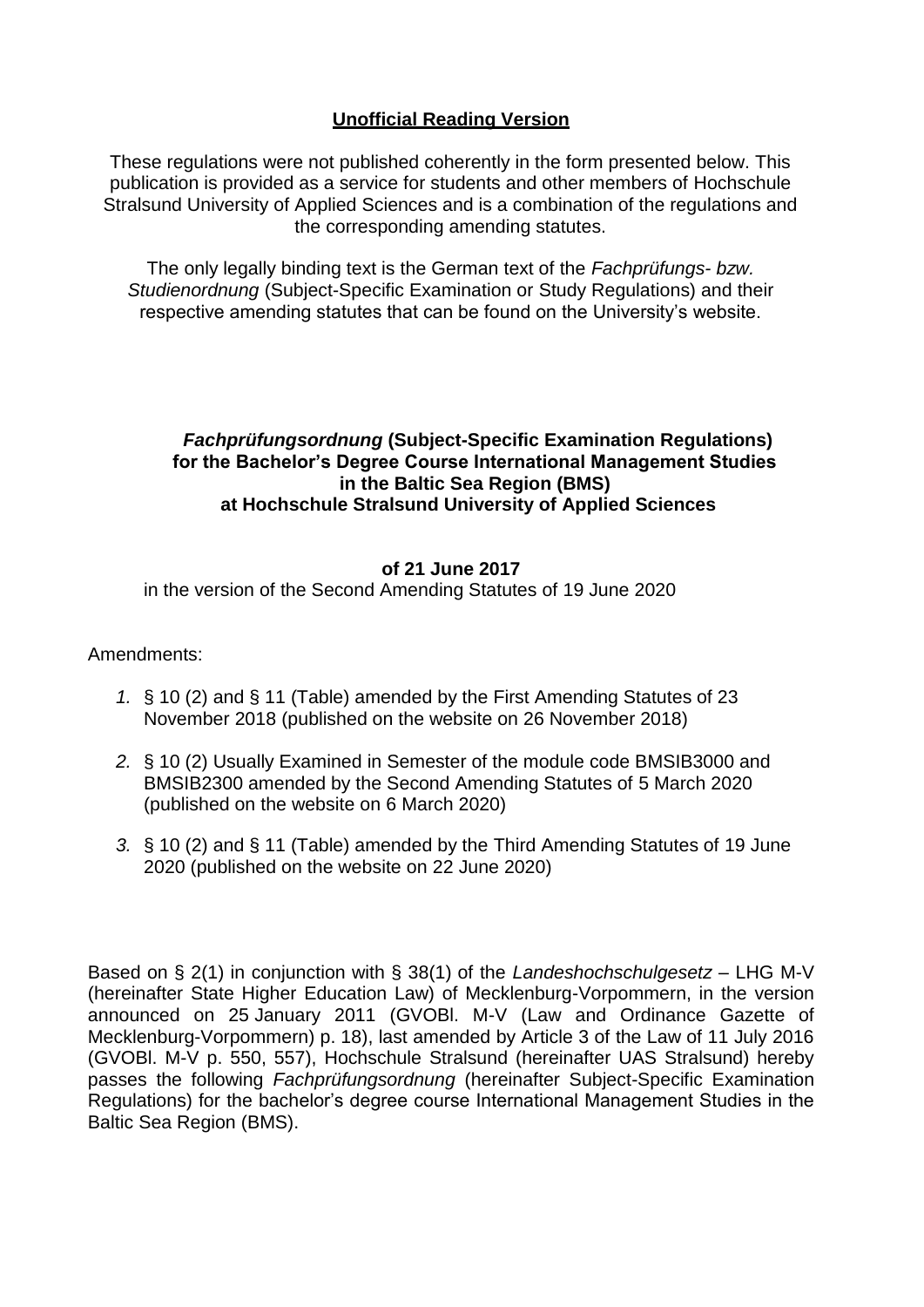**Unofficial Reading Version**

These regulations were not published coherently in the form presented below. This publication is provided as a service for students and other members of Hochschule Stralsund University of Applied Sciences and is a combination of the regulations and the corresponding amending statutes.

The only legally binding text is the German text of the *Fachprüfungs- bzw. Studienordnung* (Subject-Specific Examination or Study Regulations) and their respective amending statutes that can be found on the University's website.

# *Fachprüfungsordnung* (Subject-Specific Examination Regulations) for the Bachelor's Degree Course International Management Studies in the Baltic Sea Region (BMS) at Hochschule Stralsund University of Applied Sciences

**of 21 June 2017**

in the version of the Second Amending Statutes of 19 June 2020

Amendments:

1. § 10 (2) and § 11 (Table) amended by the First Amending Statutes of 23 November 2018 (published on the website on 26 November 2018)
2. § 10 (2) Usually Examined in Semester of the module code BMSIB3000 and BMSIB2300 amended by the Second Amending Statutes of 5 March 2020 (published on the website on 6 March 2020)
3. § 10 (2) and § 11 (Table) amended by the Third Amending Statutes of 19 June 2020 (published on the website on 22 June 2020)

Based on § 2(1) in conjunction with § 38(1) of the *Landeshochschulgesetz* – LHG M-V (hereinafter State Higher Education Law) of Mecklenburg-Vorpommern, in the version announced on 25 January 2011 (GVOBl. M-V (Law and Ordinance Gazette of Mecklenburg-Vorpommern) p. 18), last amended by Article 3 of the Law of 11 July 2016 (GVOBl. M-V p. 550, 557), Hochschule Stralsund (hereinafter UAS Stralsund) hereby passes the following *Fachprüfungsordnung* (hereinafter Subject-Specific Examination Regulations) for the bachelor's degree course International Management Studies in the Baltic Sea Region (BMS).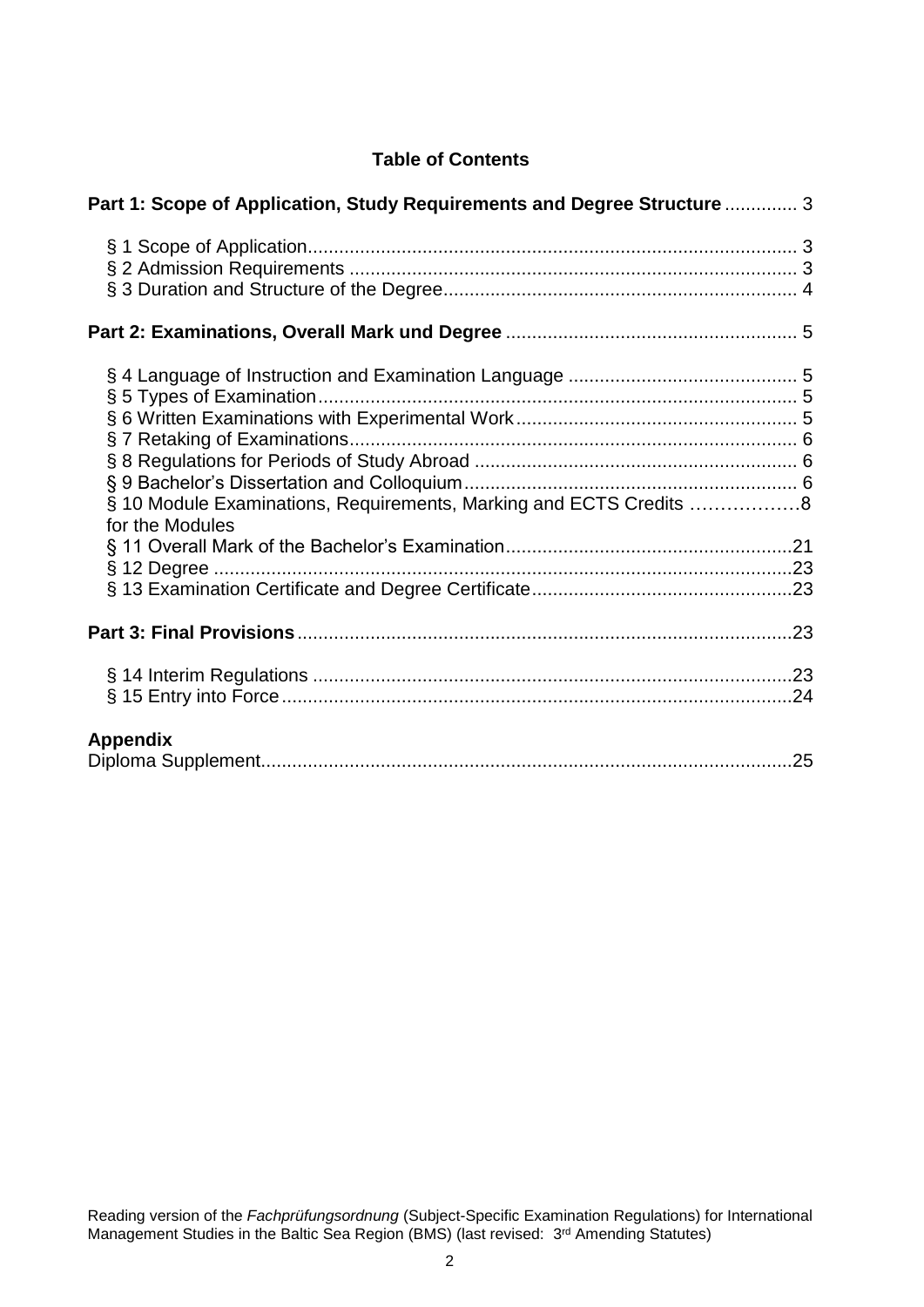# Table of Contents

**Part 1: Scope of Application, Study Requirements and Degree Structure** ............. 3

§ 1 Scope of Application............................................................................................ 3
§ 2 Admission Requirements .................................................................................... 3
§ 3 Duration and Structure of the Degree.................................................................. 4

**Part 2: Examinations, Overall Mark und Degree** ....................................................... 5

§ 4 Language of Instruction and Examination Language ........................................... 5
§ 5 Types of Examination........................................................................................... 5
§ 6 Written Examinations with Experimental Work..................................................... 5
§ 7 Retaking of Examinations..................................................................................... 6
§ 8 Regulations for Periods of Study Abroad ............................................................. 6
§ 9 Bachelor's Dissertation and Colloquium............................................................... 6
§ 10 Module Examinations, Requirements, Marking and ECTS Credits ………………8
for the Modules
§ 11 Overall Mark of the Bachelor's Examination......................................................21
§ 12 Degree ..............................................................................................................23
§ 13 Examination Certificate and Degree Certificate.................................................23

**Part 3: Final Provisions**.............................................................................................23

§ 14 Interim Regulations ...........................................................................................23
§ 15 Entry into Force.................................................................................................24

**Appendix**
Diploma Supplement.....................................................................................................25

Reading version of the *Fachprüfungsordnung* (Subject-Specific Examination Regulations) for International Management Studies in the Baltic Sea Region (BMS) (last revised: 3rd Amending Statutes)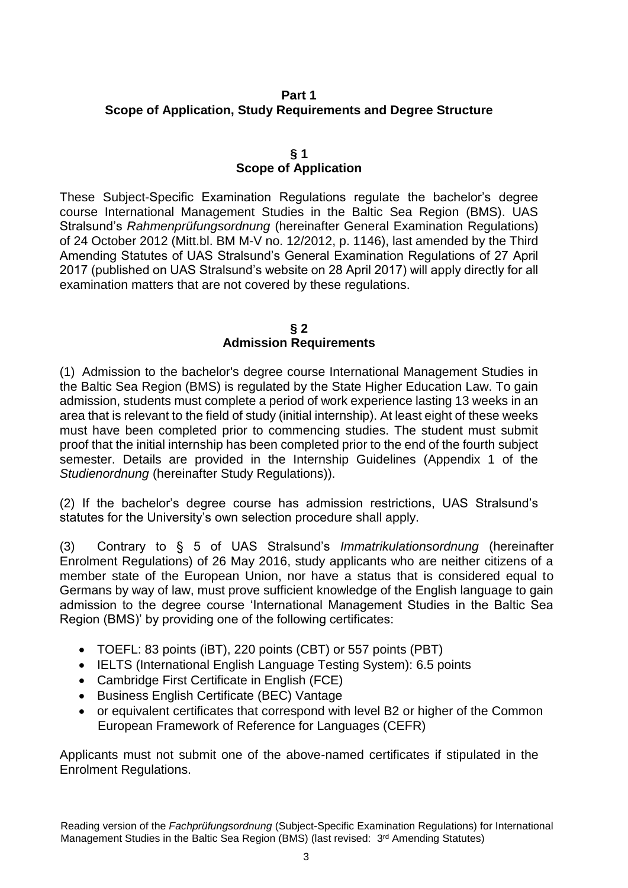## Part 1
## Scope of Application, Study Requirements and Degree Structure

### § 1
### Scope of Application

These Subject-Specific Examination Regulations regulate the bachelor's degree course International Management Studies in the Baltic Sea Region (BMS). UAS Stralsund's *Rahmenprüfungsordnung* (hereinafter General Examination Regulations) of 24 October 2012 (Mitt.bl. BM M-V no. 12/2012, p. 1146), last amended by the Third Amending Statutes of UAS Stralsund's General Examination Regulations of 27 April 2017 (published on UAS Stralsund's website on 28 April 2017) will apply directly for all examination matters that are not covered by these regulations.

### § 2
### Admission Requirements

(1) Admission to the bachelor's degree course International Management Studies in the Baltic Sea Region (BMS) is regulated by the State Higher Education Law. To gain admission, students must complete a period of work experience lasting 13 weeks in an area that is relevant to the field of study (initial internship). At least eight of these weeks must have been completed prior to commencing studies. The student must submit proof that the initial internship has been completed prior to the end of the fourth subject semester. Details are provided in the Internship Guidelines (Appendix 1 of the *Studienordnung* (hereinafter Study Regulations)).

(2) If the bachelor's degree course has admission restrictions, UAS Stralsund's statutes for the University's own selection procedure shall apply.

(3) Contrary to § 5 of UAS Stralsund's *Immatrikulationsordnung* (hereinafter Enrolment Regulations) of 26 May 2016, study applicants who are neither citizens of a member state of the European Union, nor have a status that is considered equal to Germans by way of law, must prove sufficient knowledge of the English language to gain admission to the degree course 'International Management Studies in the Baltic Sea Region (BMS)' by providing one of the following certificates:

- TOEFL: 83 points (iBT), 220 points (CBT) or 557 points (PBT)
- IELTS (International English Language Testing System): 6.5 points
- Cambridge First Certificate in English (FCE)
- Business English Certificate (BEC) Vantage
- or equivalent certificates that correspond with level B2 or higher of the Common European Framework of Reference for Languages (CEFR)

Applicants must not submit one of the above-named certificates if stipulated in the Enrolment Regulations.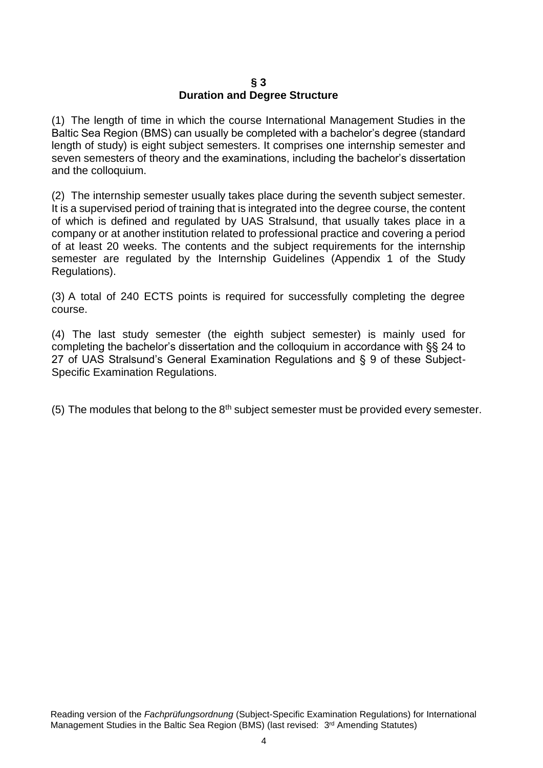## § 3
## Duration and Degree Structure

(1) The length of time in which the course International Management Studies in the Baltic Sea Region (BMS) can usually be completed with a bachelor's degree (standard length of study) is eight subject semesters. It comprises one internship semester and seven semesters of theory and the examinations, including the bachelor's dissertation and the colloquium.

(2) The internship semester usually takes place during the seventh subject semester. It is a supervised period of training that is integrated into the degree course, the content of which is defined and regulated by UAS Stralsund, that usually takes place in a company or at another institution related to professional practice and covering a period of at least 20 weeks. The contents and the subject requirements for the internship semester are regulated by the Internship Guidelines (Appendix 1 of the Study Regulations).

(3) A total of 240 ECTS points is required for successfully completing the degree course.

(4) The last study semester (the eighth subject semester) is mainly used for completing the bachelor's dissertation and the colloquium in accordance with §§ 24 to 27 of UAS Stralsund's General Examination Regulations and § 9 of these Subject-Specific Examination Regulations.

(5) The modules that belong to the 8th subject semester must be provided every semester.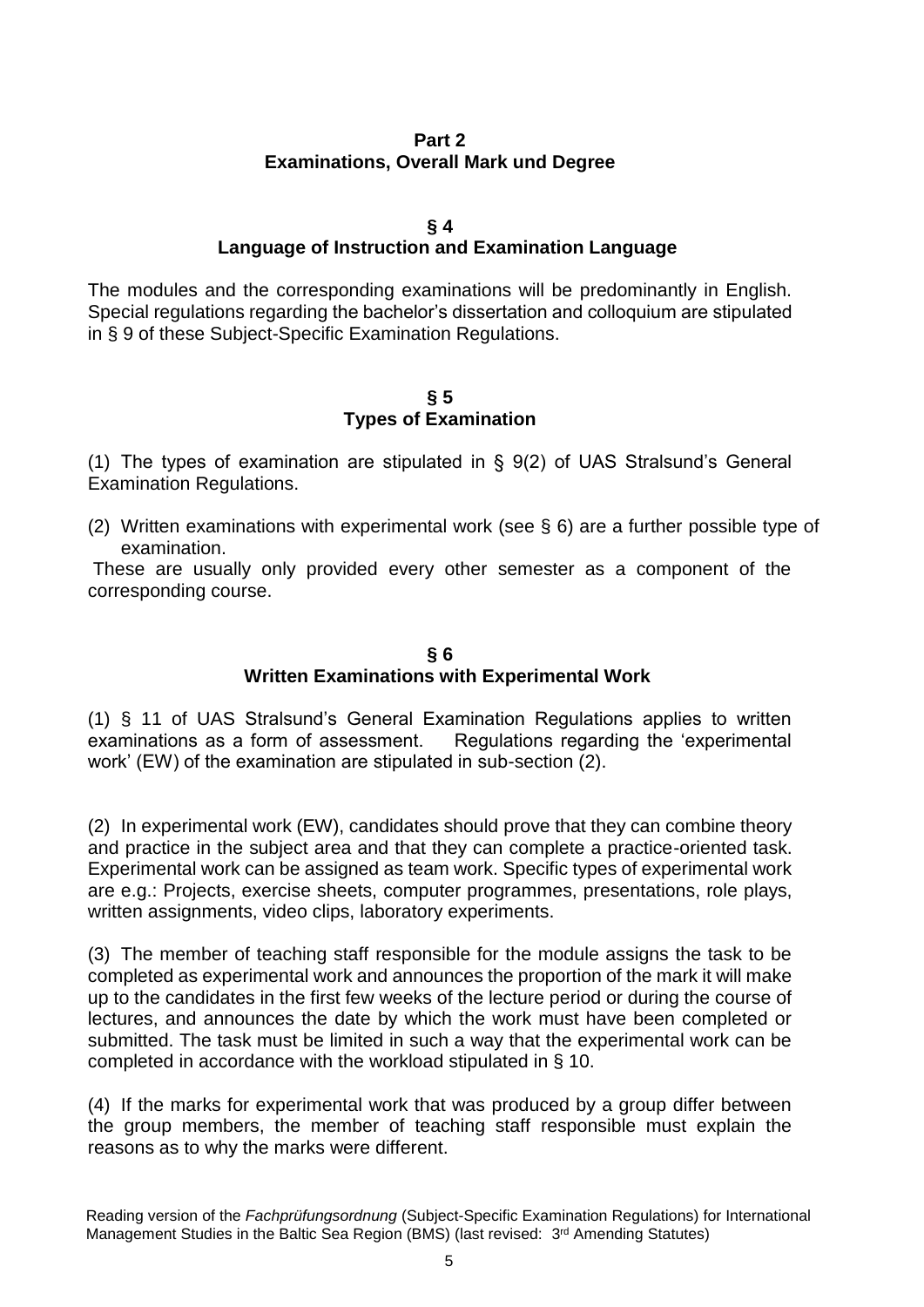## Part 2
## Examinations, Overall Mark und Degree

### § 4
### Language of Instruction and Examination Language

The modules and the corresponding examinations will be predominantly in English. Special regulations regarding the bachelor's dissertation and colloquium are stipulated in § 9 of these Subject-Specific Examination Regulations.

### § 5
### Types of Examination

(1) The types of examination are stipulated in § 9(2) of UAS Stralsund's General Examination Regulations.

(2) Written examinations with experimental work (see § 6) are a further possible type of examination.

These are usually only provided every other semester as a component of the corresponding course.

### § 6
### Written Examinations with Experimental Work

(1) § 11 of UAS Stralsund's General Examination Regulations applies to written examinations as a form of assessment. Regulations regarding the 'experimental work' (EW) of the examination are stipulated in sub-section (2).

(2) In experimental work (EW), candidates should prove that they can combine theory and practice in the subject area and that they can complete a practice-oriented task. Experimental work can be assigned as team work. Specific types of experimental work are e.g.: Projects, exercise sheets, computer programmes, presentations, role plays, written assignments, video clips, laboratory experiments.

(3) The member of teaching staff responsible for the module assigns the task to be completed as experimental work and announces the proportion of the mark it will make up to the candidates in the first few weeks of the lecture period or during the course of lectures, and announces the date by which the work must have been completed or submitted. The task must be limited in such a way that the experimental work can be completed in accordance with the workload stipulated in § 10.

(4) If the marks for experimental work that was produced by a group differ between the group members, the member of teaching staff responsible must explain the reasons as to why the marks were different.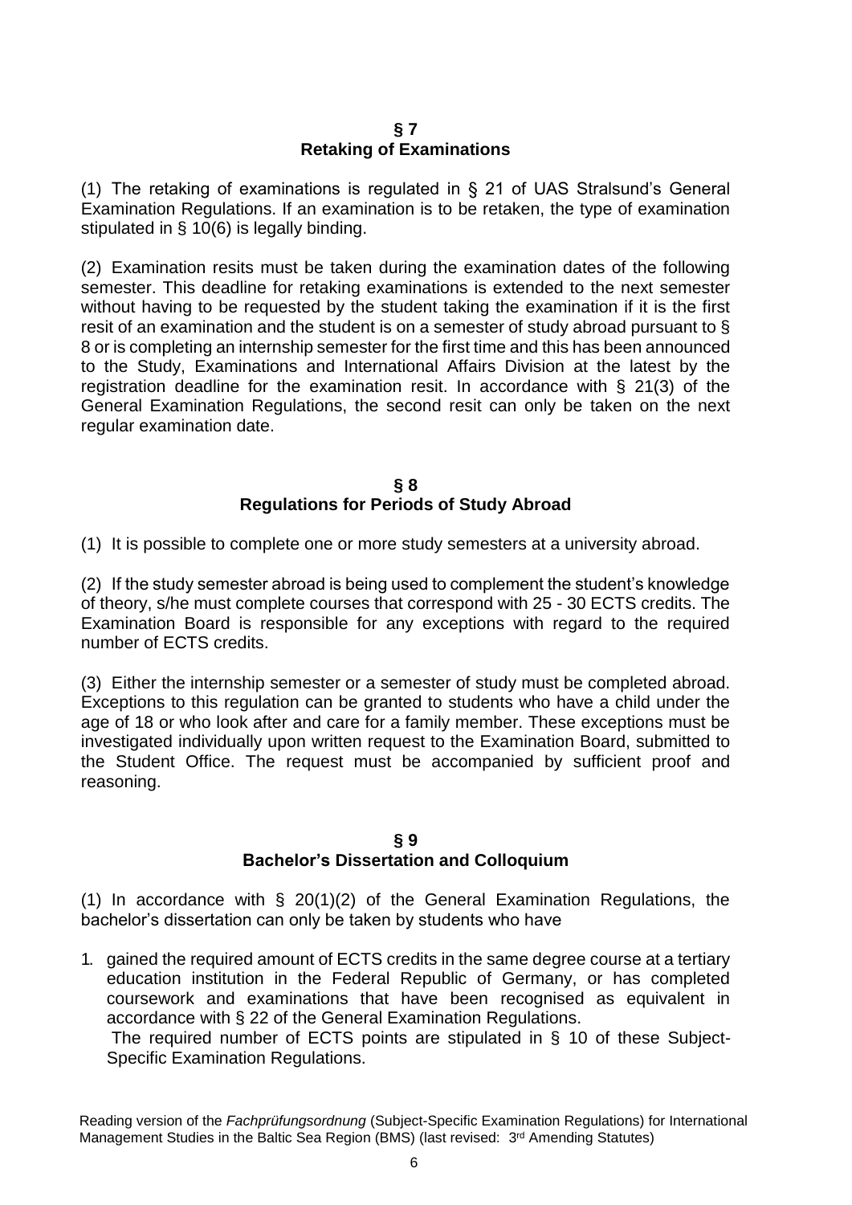## § 7
## Retaking of Examinations

(1) The retaking of examinations is regulated in § 21 of UAS Stralsund's General Examination Regulations. If an examination is to be retaken, the type of examination stipulated in § 10(6) is legally binding.

(2) Examination resits must be taken during the examination dates of the following semester. This deadline for retaking examinations is extended to the next semester without having to be requested by the student taking the examination if it is the first resit of an examination and the student is on a semester of study abroad pursuant to § 8 or is completing an internship semester for the first time and this has been announced to the Study, Examinations and International Affairs Division at the latest by the registration deadline for the examination resit. In accordance with § 21(3) of the General Examination Regulations, the second resit can only be taken on the next regular examination date.

## § 8
## Regulations for Periods of Study Abroad

(1) It is possible to complete one or more study semesters at a university abroad.

(2) If the study semester abroad is being used to complement the student's knowledge of theory, s/he must complete courses that correspond with 25 - 30 ECTS credits. The Examination Board is responsible for any exceptions with regard to the required number of ECTS credits.

(3) Either the internship semester or a semester of study must be completed abroad. Exceptions to this regulation can be granted to students who have a child under the age of 18 or who look after and care for a family member. These exceptions must be investigated individually upon written request to the Examination Board, submitted to the Student Office. The request must be accompanied by sufficient proof and reasoning.

## § 9
## Bachelor's Dissertation and Colloquium

(1) In accordance with § 20(1)(2) of the General Examination Regulations, the bachelor's dissertation can only be taken by students who have

1. gained the required amount of ECTS credits in the same degree course at a tertiary education institution in the Federal Republic of Germany, or has completed coursework and examinations that have been recognised as equivalent in accordance with § 22 of the General Examination Regulations.
   The required number of ECTS points are stipulated in § 10 of these Subject-Specific Examination Regulations.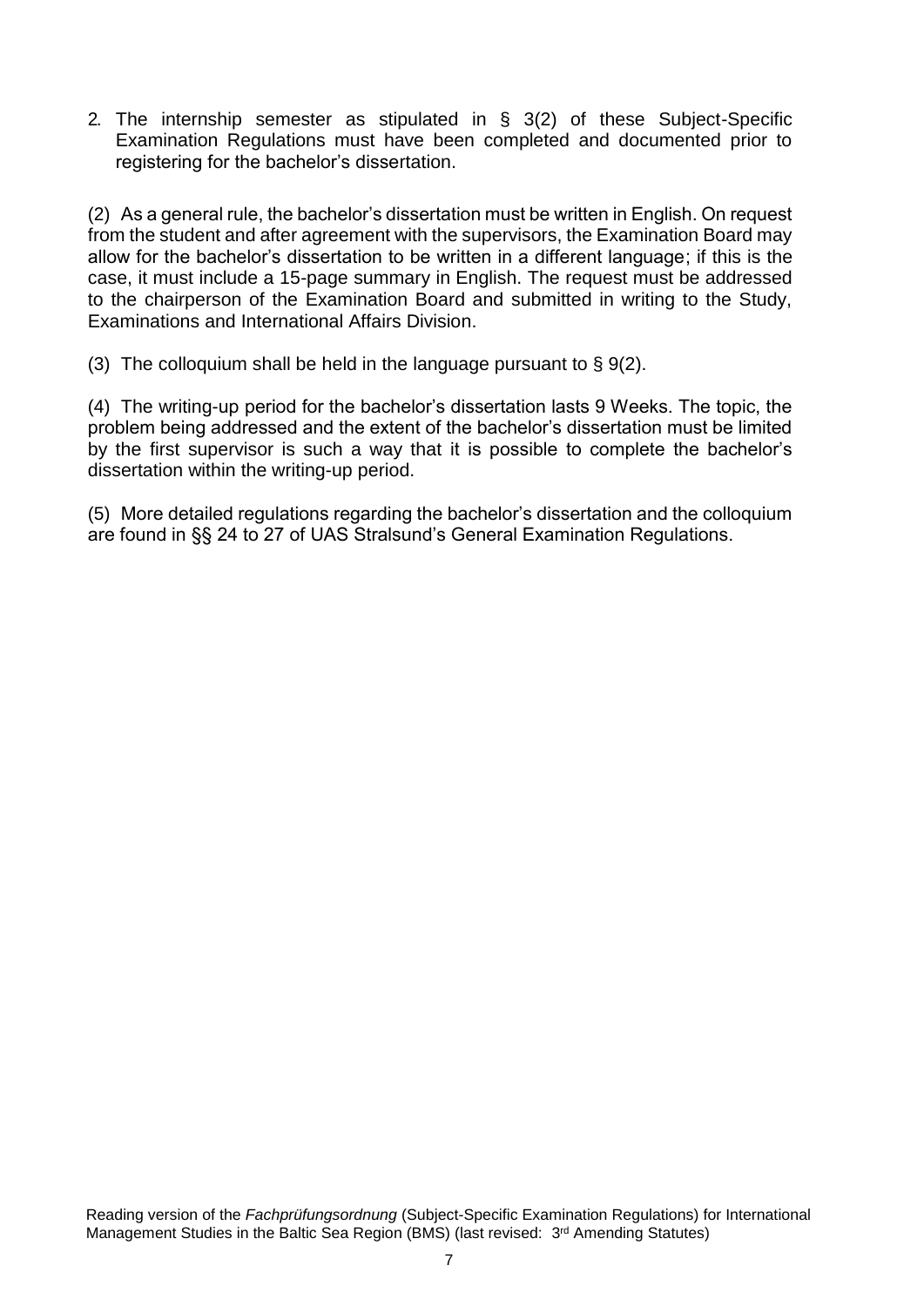2. The internship semester as stipulated in § 3(2) of these Subject-Specific Examination Regulations must have been completed and documented prior to registering for the bachelor's dissertation.

(2) As a general rule, the bachelor's dissertation must be written in English. On request from the student and after agreement with the supervisors, the Examination Board may allow for the bachelor's dissertation to be written in a different language; if this is the case, it must include a 15-page summary in English. The request must be addressed to the chairperson of the Examination Board and submitted in writing to the Study, Examinations and International Affairs Division.

(3) The colloquium shall be held in the language pursuant to § 9(2).

(4) The writing-up period for the bachelor's dissertation lasts 9 Weeks. The topic, the problem being addressed and the extent of the bachelor's dissertation must be limited by the first supervisor is such a way that it is possible to complete the bachelor's dissertation within the writing-up period.

(5) More detailed regulations regarding the bachelor's dissertation and the colloquium are found in §§ 24 to 27 of UAS Stralsund's General Examination Regulations.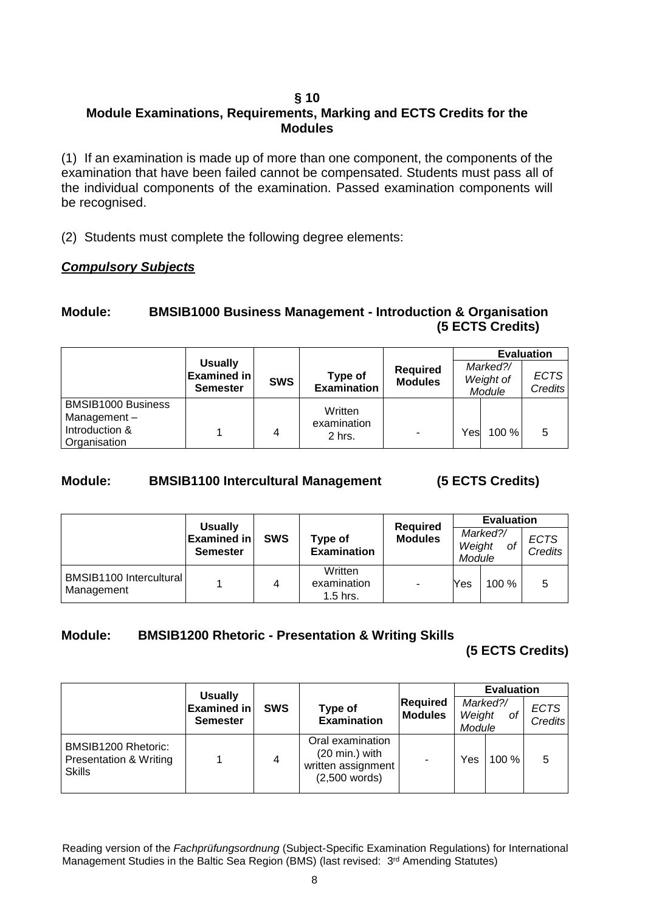## § 10
## Module Examinations, Requirements, Marking and ECTS Credits for the Modules

(1) If an examination is made up of more than one component, the components of the examination that have been failed cannot be compensated. Students must pass all of the individual components of the examination. Passed examination components will be recognised.

(2) Students must complete the following degree elements:

***Compulsory Subjects***

### Module: BMSIB1000 Business Management - Introduction & Organisation (5 ECTS Credits)

| | Usually Examined in Semester | SWS | Type of Examination | Required Modules | Evaluation | | |
|---|---|---|---|---|---|---|---|
| | | | | | *Marked?/ Weight of Module* | | *ECTS Credits* |
| BMSIB1000 Business Management – Introduction & Organisation | 1 | 4 | Written examination 2 hrs. | - | Yes | 100 % | 5 |

### Module: BMSIB1100 Intercultural Management (5 ECTS Credits)

| | Usually Examined in Semester | SWS | Type of Examination | Required Modules | Evaluation | | |
|---|---|---|---|---|---|---|---|
| | | | | | *Marked?/ Weight of Module* | | *ECTS Credits* |
| BMSIB1100 Intercultural Management | 1 | 4 | Written examination 1.5 hrs. | - | Yes | 100 % | 5 |

### Module: BMSIB1200 Rhetoric - Presentation & Writing Skills (5 ECTS Credits)

| | Usually Examined in Semester | SWS | Type of Examination | Required Modules | Evaluation | | |
|---|---|---|---|---|---|---|---|
| | | | | | *Marked?/ Weight of Module* | | *ECTS Credits* |
| BMSIB1200 Rhetoric: Presentation & Writing Skills | 1 | 4 | Oral examination (20 min.) with written assignment (2,500 words) | - | Yes | 100 % | 5 |

Reading version of the *Fachprüfungsordnung* (Subject-Specific Examination Regulations) for International Management Studies in the Baltic Sea Region (BMS) (last revised: 3rd Amending Statutes)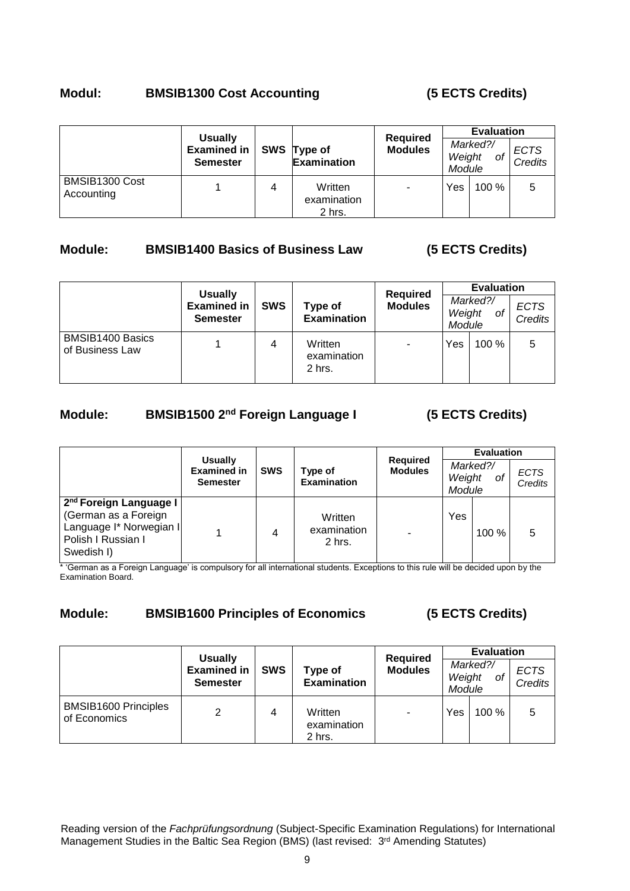## Modul: BMSIB1300 Cost Accounting (5 ECTS Credits)

| | Usually Examined in Semester | SWS | Type of Examination | Required Modules | Evaluation | | |
|---|---|---|---|---|---|---|---|
| | | | | | Marked?/ | Weight of Module | ECTS Credits |
| BMSIB1300 Cost Accounting | 1 | 4 | Written examination 2 hrs. | - | Yes | 100 % | 5 |

## Module: BMSIB1400 Basics of Business Law (5 ECTS Credits)

| | Usually Examined in Semester | SWS | Type of Examination | Required Modules | Evaluation | | |
|---|---|---|---|---|---|---|---|
| | | | | | Marked?/ | Weight of Module | ECTS Credits |
| BMSIB1400 Basics of Business Law | 1 | 4 | Written examination 2 hrs. | - | Yes | 100 % | 5 |

## Module: BMSIB1500 2nd Foreign Language I (5 ECTS Credits)

| | Usually Examined in Semester | SWS | Type of Examination | Required Modules | Evaluation | | |
|---|---|---|---|---|---|---|---|
| | | | | | Marked?/ | Weight of Module | ECTS Credits |
| **2nd Foreign Language I** (German as a Foreign Language I* Norwegian I Polish I Russian I Swedish I) | 1 | 4 | Written examination 2 hrs. | - | Yes | 100 % | 5 |

* 'German as a Foreign Language' is compulsory for all international students. Exceptions to this rule will be decided upon by the Examination Board.

## Module: BMSIB1600 Principles of Economics (5 ECTS Credits)

| | Usually Examined in Semester | SWS | Type of Examination | Required Modules | Evaluation | | |
|---|---|---|---|---|---|---|---|
| | | | | | Marked?/ | Weight of Module | ECTS Credits |
| BMSIB1600 Principles of Economics | 2 | 4 | Written examination 2 hrs. | - | Yes | 100 % | 5 |

Reading version of the *Fachprüfungsordnung* (Subject-Specific Examination Regulations) for International Management Studies in the Baltic Sea Region (BMS) (last revised: 3rd Amending Statutes)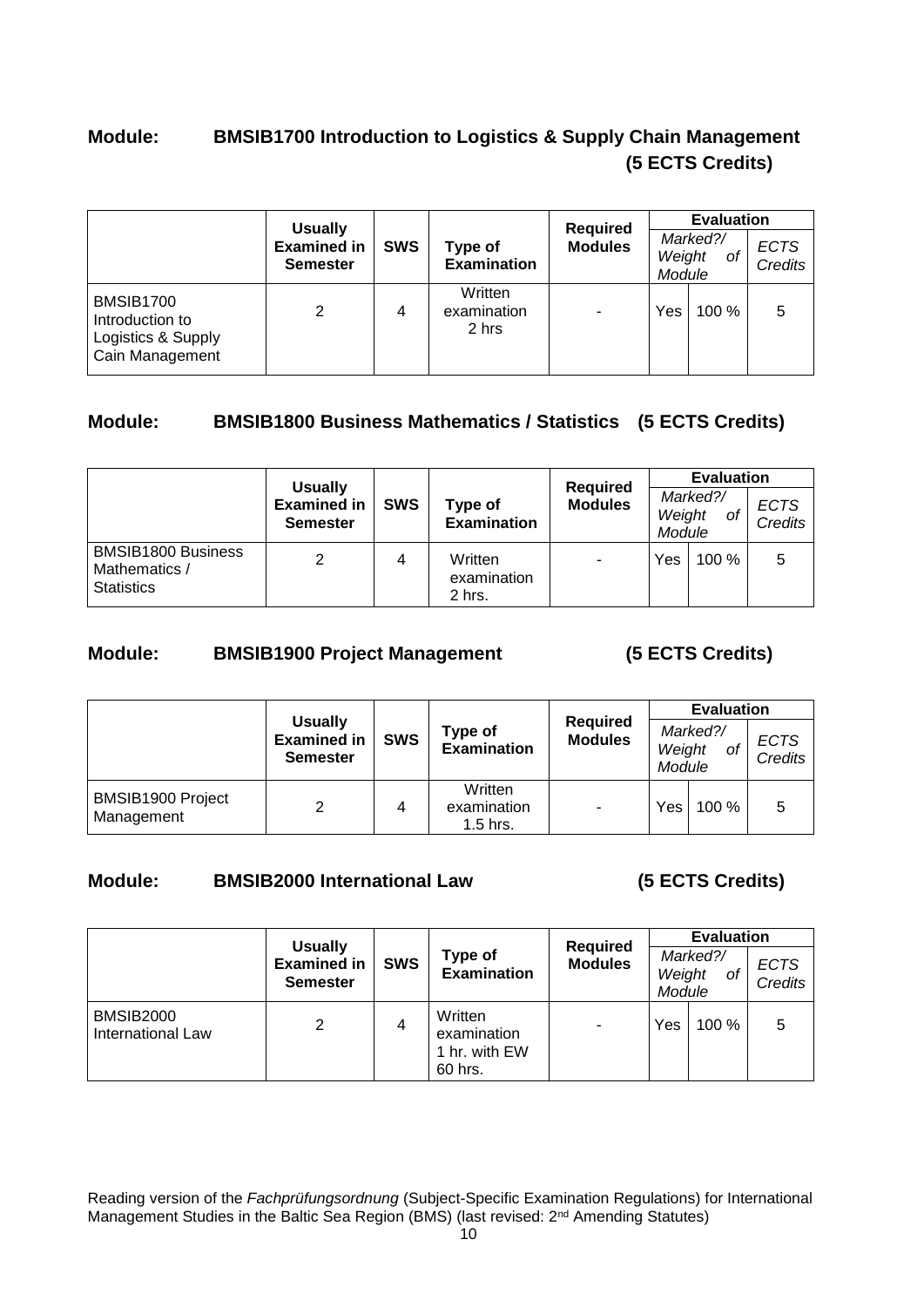## Module: BMSIB1700 Introduction to Logistics & Supply Chain Management (5 ECTS Credits)

| | Usually Examined in Semester | SWS | Type of Examination | Required Modules | Evaluation | | |
|---|---|---|---|---|---|---|---|
| | | | | | *Marked?/ Weight of Module* | | *ECTS Credits* |
| BMSIB1700 Introduction to Logistics & Supply Cain Management | 2 | 4 | Written examination 2 hrs | - | Yes | 100 % | 5 |

## Module: BMSIB1800 Business Mathematics / Statistics (5 ECTS Credits)

| | Usually Examined in Semester | SWS | Type of Examination | Required Modules | Evaluation | | |
|---|---|---|---|---|---|---|---|
| | | | | | *Marked?/ Weight of Module* | | *ECTS Credits* |
| BMSIB1800 Business Mathematics / Statistics | 2 | 4 | Written examination 2 hrs. | - | Yes | 100 % | 5 |

## Module: BMSIB1900 Project Management (5 ECTS Credits)

| | Usually Examined in Semester | SWS | Type of Examination | Required Modules | Evaluation | | |
|---|---|---|---|---|---|---|---|
| | | | | | *Marked?/ Weight of Module* | | *ECTS Credits* |
| BMSIB1900 Project Management | 2 | 4 | Written examination 1.5 hrs. | - | Yes | 100 % | 5 |

## Module: BMSIB2000 International Law (5 ECTS Credits)

| | Usually Examined in Semester | SWS | Type of Examination | Required Modules | Evaluation | | |
|---|---|---|---|---|---|---|---|
| | | | | | *Marked?/ Weight of Module* | | *ECTS Credits* |
| BMSIB2000 International Law | 2 | 4 | Written examination 1 hr. with EW 60 hrs. | - | Yes | 100 % | 5 |

Reading version of the *Fachprüfungsordnung* (Subject-Specific Examination Regulations) for International Management Studies in the Baltic Sea Region (BMS) (last revised: 2nd Amending Statutes)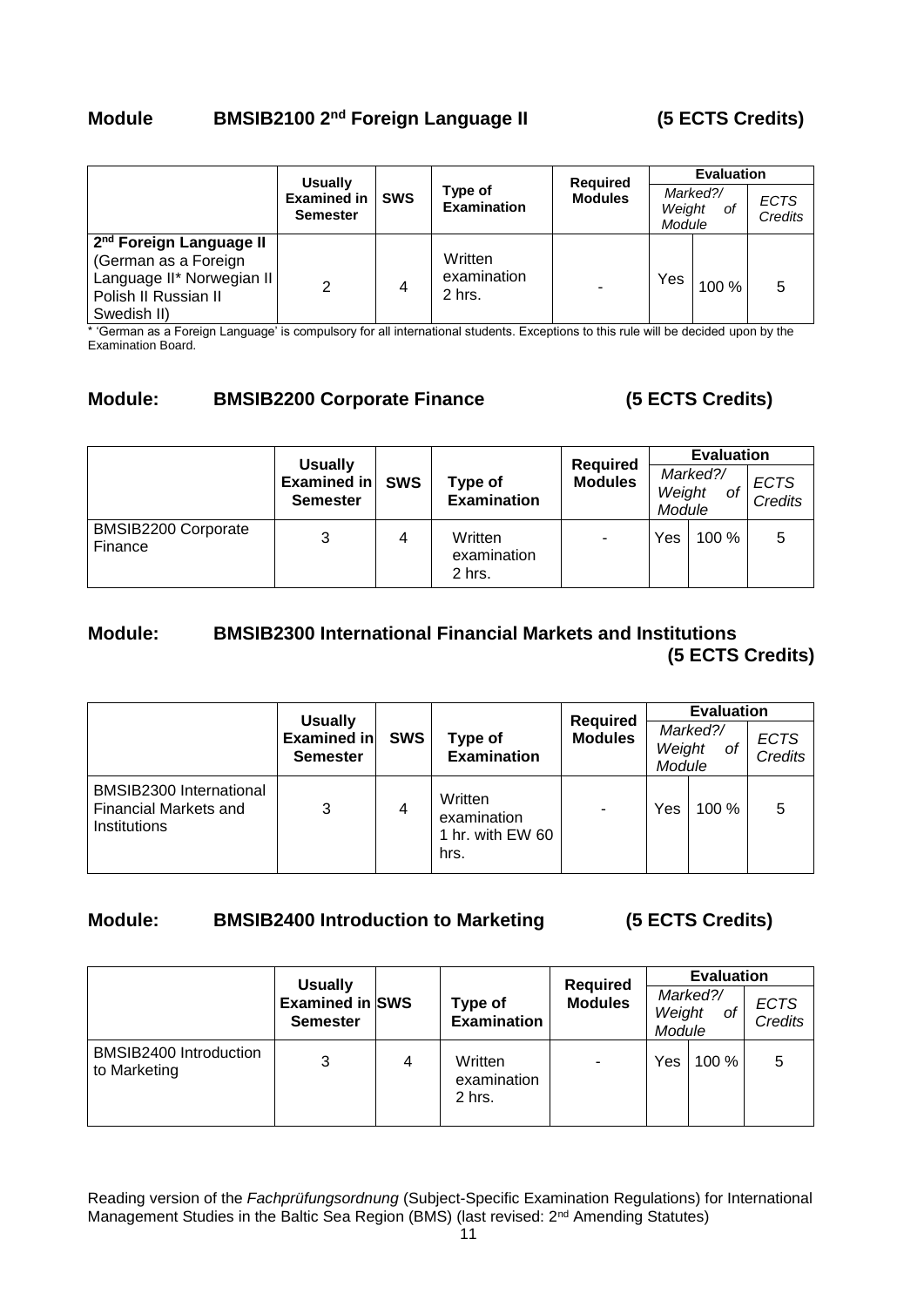## Module BMSIB2100 2nd Foreign Language II (5 ECTS Credits)

| | Usually Examined in Semester | SWS | Type of Examination | Required Modules | Evaluation | | |
|---|---|---|---|---|---|---|---|
| | | | | | Marked?/ | Weight of Module | ECTS Credits |
| **2nd Foreign Language II** (German as a Foreign Language II* Norwegian II Polish II Russian II Swedish II) | 2 | 4 | Written examination 2 hrs. | - | Yes | 100 % | 5 |

* 'German as a Foreign Language' is compulsory for all international students. Exceptions to this rule will be decided upon by the Examination Board.

## Module: BMSIB2200 Corporate Finance (5 ECTS Credits)

| | Usually Examined in Semester | SWS | Type of Examination | Required Modules | Evaluation | | |
|---|---|---|---|---|---|---|---|
| | | | | | Marked?/ | Weight of Module | ECTS Credits |
| BMSIB2200 Corporate Finance | 3 | 4 | Written examination 2 hrs. | - | Yes | 100 % | 5 |

## Module: BMSIB2300 International Financial Markets and Institutions (5 ECTS Credits)

| | Usually Examined in Semester | SWS | Type of Examination | Required Modules | Evaluation | | |
|---|---|---|---|---|---|---|---|
| | | | | | Marked?/ | Weight of Module | ECTS Credits |
| BMSIB2300 International Financial Markets and Institutions | 3 | 4 | Written examination 1 hr. with EW 60 hrs. | - | Yes | 100 % | 5 |

## Module: BMSIB2400 Introduction to Marketing (5 ECTS Credits)

| | Usually Examined in Semester | SWS | Type of Examination | Required Modules | Evaluation | | |
|---|---|---|---|---|---|---|---|
| | | | | | Marked?/ | Weight of Module | ECTS Credits |
| BMSIB2400 Introduction to Marketing | 3 | 4 | Written examination 2 hrs. | - | Yes | 100 % | 5 |

Reading version of the *Fachprüfungsordnung* (Subject-Specific Examination Regulations) for International Management Studies in the Baltic Sea Region (BMS) (last revised: 2nd Amending Statutes)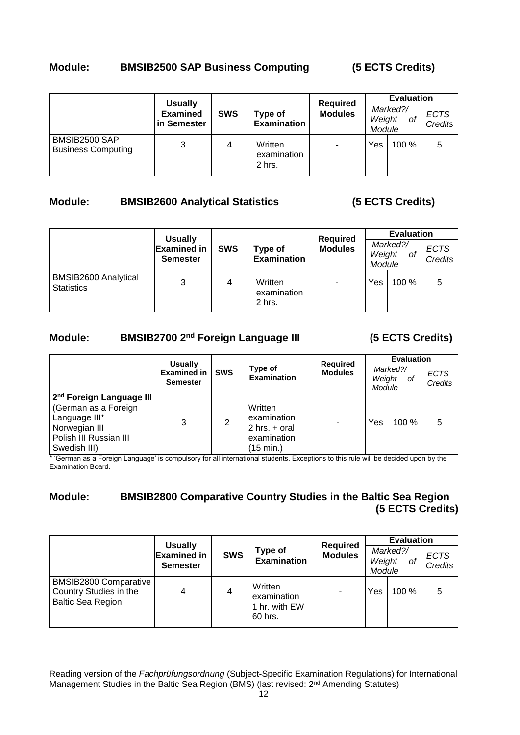## Module: BMSIB2500 SAP Business Computing (5 ECTS Credits)

| | Usually Examined in Semester | SWS | Type of Examination | Required Modules | Evaluation | | |
|---|---|---|---|---|---|---|---|
| | | | | | *Marked?/* | *Weight of Module* | *ECTS Credits* |
| BMSIB2500 SAP Business Computing | 3 | 4 | Written examination 2 hrs. | - | Yes | 100 % | 5 |

## Module: BMSIB2600 Analytical Statistics (5 ECTS Credits)

| | Usually Examined in Semester | SWS | Type of Examination | Required Modules | Evaluation | | |
|---|---|---|---|---|---|---|---|
| | | | | | *Marked?/* | *Weight of Module* | *ECTS Credits* |
| BMSIB2600 Analytical Statistics | 3 | 4 | Written examination 2 hrs. | - | Yes | 100 % | 5 |

## Module: BMSIB2700 2nd Foreign Language III (5 ECTS Credits)

| | Usually Examined in Semester | SWS | Type of Examination | Required Modules | Evaluation | | |
|---|---|---|---|---|---|---|---|
| | | | | | *Marked?/* | *Weight of Module* | *ECTS Credits* |
| **2nd Foreign Language III** (German as a Foreign Language III* Norwegian III Polish III Russian III Swedish III) | 3 | 2 | Written examination 2 hrs. + oral examination (15 min.) | - | Yes | 100 % | 5 |

* 'German as a Foreign Language' is compulsory for all international students. Exceptions to this rule will be decided upon by the Examination Board.

## Module: BMSIB2800 Comparative Country Studies in the Baltic Sea Region (5 ECTS Credits)

| | Usually Examined in Semester | SWS | Type of Examination | Required Modules | Evaluation | | |
|---|---|---|---|---|---|---|---|
| | | | | | *Marked?/* | *Weight of Module* | *ECTS Credits* |
| BMSIB2800 Comparative Country Studies in the Baltic Sea Region | 4 | 4 | Written examination 1 hr. with EW 60 hrs. | - | Yes | 100 % | 5 |

Reading version of the *Fachprüfungsordnung* (Subject-Specific Examination Regulations) for International Management Studies in the Baltic Sea Region (BMS) (last revised: 2nd Amending Statutes)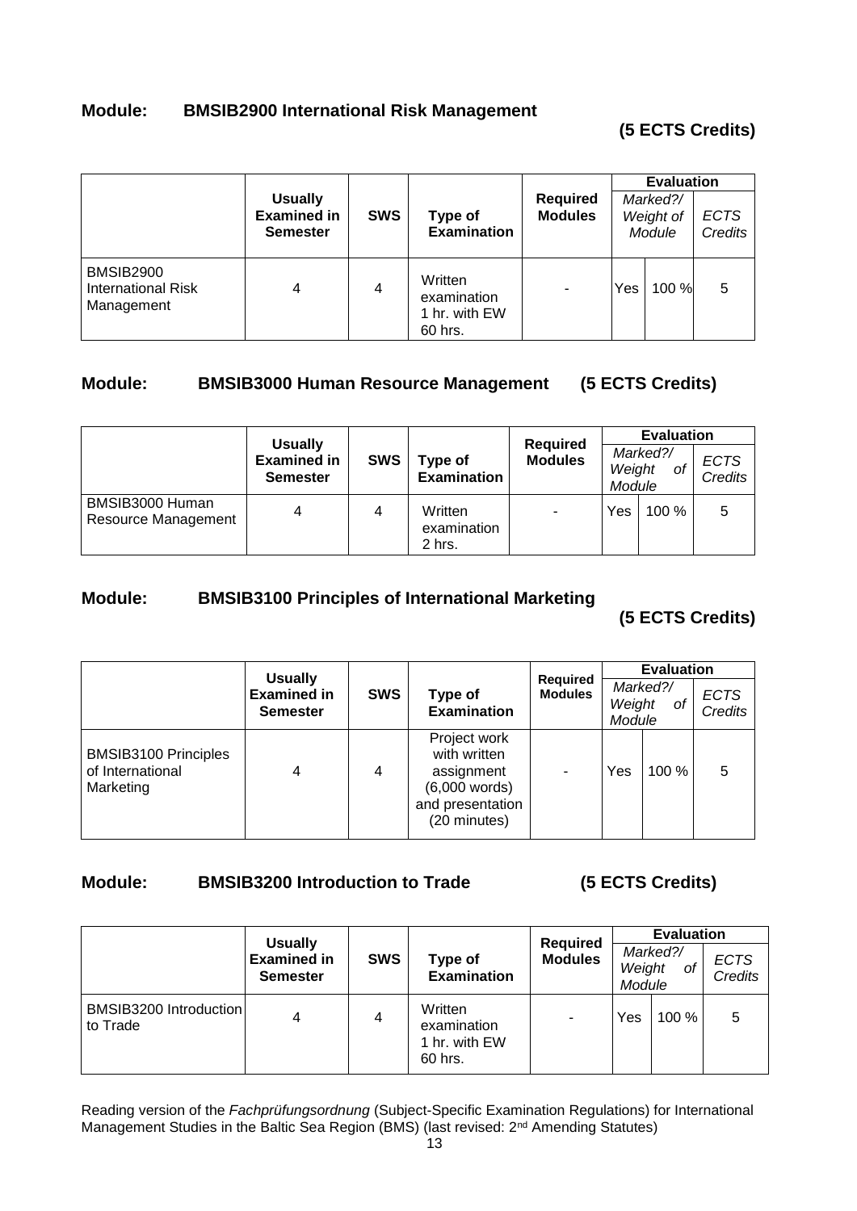## Module: BMSIB2900 International Risk Management

**(5 ECTS Credits)**

| | Usually Examined in Semester | SWS | Type of Examination | Required Modules | Evaluation | | |
|---|---|---|---|---|---|---|---|
| | | | | | *Marked?/ Weight of Module* | | *ECTS Credits* |
| BMSIB2900 International Risk Management | 4 | 4 | Written examination 1 hr. with EW 60 hrs. | - | Yes | 100 % | 5 |

## Module: BMSIB3000 Human Resource Management (5 ECTS Credits)

| | Usually Examined in Semester | SWS | Type of Examination | Required Modules | Evaluation | | |
|---|---|---|---|---|---|---|---|
| | | | | | *Marked?/ Weight of Module* | | *ECTS Credits* |
| BMSIB3000 Human Resource Management | 4 | 4 | Written examination 2 hrs. | - | Yes | 100 % | 5 |

## Module: BMSIB3100 Principles of International Marketing

**(5 ECTS Credits)**

| | Usually Examined in Semester | SWS | Type of Examination | Required Modules | Evaluation | | |
|---|---|---|---|---|---|---|---|
| | | | | | *Marked?/ Weight of Module* | | *ECTS Credits* |
| BMSIB3100 Principles of International Marketing | 4 | 4 | Project work with written assignment (6,000 words) and presentation (20 minutes) | - | Yes | 100 % | 5 |

## Module: BMSIB3200 Introduction to Trade (5 ECTS Credits)

| | Usually Examined in Semester | SWS | Type of Examination | Required Modules | Evaluation | | |
|---|---|---|---|---|---|---|---|
| | | | | | *Marked?/ Weight of Module* | | *ECTS Credits* |
| BMSIB3200 Introduction to Trade | 4 | 4 | Written examination 1 hr. with EW 60 hrs. | - | Yes | 100 % | 5 |

Reading version of the *Fachprüfungsordnung* (Subject-Specific Examination Regulations) for International Management Studies in the Baltic Sea Region (BMS) (last revised: 2nd Amending Statutes)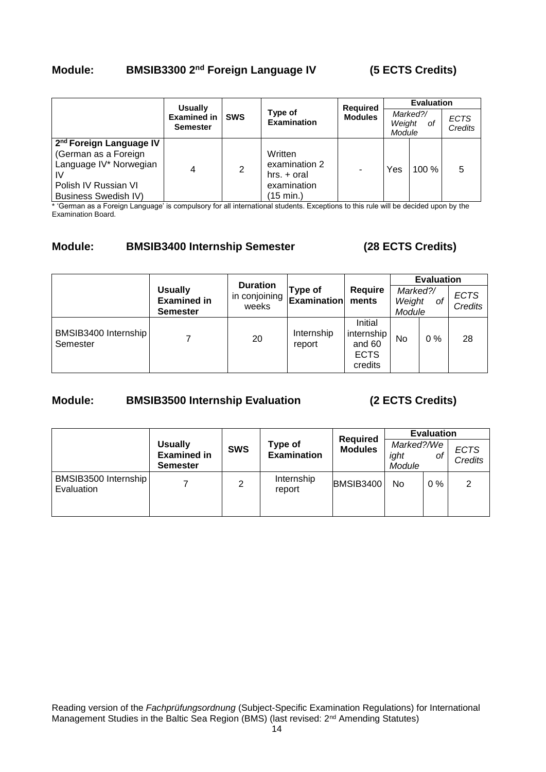## Module: BMSIB3300 2nd Foreign Language IV (5 ECTS Credits)

| | Usually Examined in Semester | SWS | Type of Examination | Required Modules | Evaluation | | |
|---|---|---|---|---|---|---|---|
| | | | | | *Marked?/ Weight of Module* | | *ECTS Credits* |
| **2nd Foreign Language IV** (German as a Foreign Language IV* Norwegian IV Polish IV Russian VI Business Swedish IV) | 4 | 2 | Written examination 2 hrs. + oral examination (15 min.) | - | Yes | 100 % | 5 |

* 'German as a Foreign Language' is compulsory for all international students. Exceptions to this rule will be decided upon by the Examination Board.

## Module: BMSIB3400 Internship Semester (28 ECTS Credits)

| | Usually Examined in Semester | Duration in conjoining weeks | Type of Examination | Requirements | Evaluation | | |
|---|---|---|---|---|---|---|---|
| | | | | | *Marked?/ Weight of Module* | | *ECTS Credits* |
| BMSIB3400 Internship Semester | 7 | 20 | Internship report | Initial internship and 60 ECTS credits | No | 0 % | 28 |

## Module: BMSIB3500 Internship Evaluation (2 ECTS Credits)

| | Usually Examined in Semester | SWS | Type of Examination | Required Modules | Evaluation | | |
|---|---|---|---|---|---|---|---|
| | | | | | *Marked?/Weight of Module* | | *ECTS Credits* |
| BMSIB3500 Internship Evaluation | 7 | 2 | Internship report | BMSIB3400 | No | 0 % | 2 |

Reading version of the *Fachprüfungsordnung* (Subject-Specific Examination Regulations) for International Management Studies in the Baltic Sea Region (BMS) (last revised: 2nd Amending Statutes)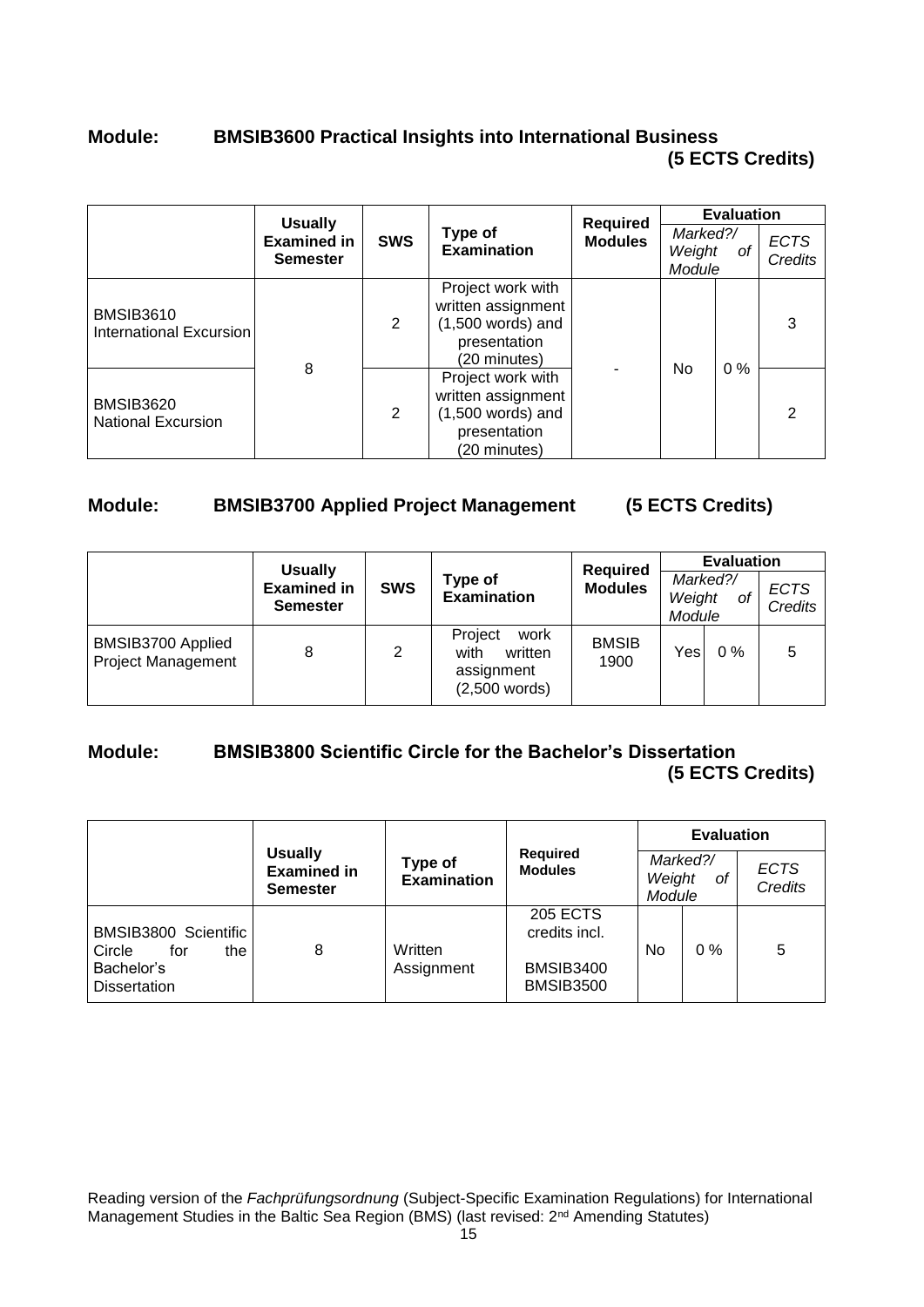## Module: BMSIB3600 Practical Insights into International Business (5 ECTS Credits)

| | Usually Examined in Semester | SWS | Type of Examination | Required Modules | Evaluation | | |
|---|---|---|---|---|---|---|---|
| | | | | | *Marked?/* | *Weight of Module* | *ECTS Credits* |
| BMSIB3610 International Excursion | 8 | 2 | Project work with written assignment (1,500 words) and presentation (20 minutes) | - | No | 0 % | 3 |
| BMSIB3620 National Excursion | | 2 | Project work with written assignment (1,500 words) and presentation (20 minutes) | | | | 2 |

## Module: BMSIB3700 Applied Project Management (5 ECTS Credits)

| | Usually Examined in Semester | SWS | Type of Examination | Required Modules | Evaluation | | |
|---|---|---|---|---|---|---|---|
| | | | | | *Marked?/* | *Weight of Module* | *ECTS Credits* |
| BMSIB3700 Applied Project Management | 8 | 2 | Project work with written assignment (2,500 words) | BMSIB 1900 | Yes | 0 % | 5 |

## Module: BMSIB3800 Scientific Circle for the Bachelor's Dissertation (5 ECTS Credits)

| | Usually Examined in Semester | Type of Examination | Required Modules | Evaluation | | |
|---|---|---|---|---|---|---|
| | | | | *Marked?/* | *Weight of Module* | *ECTS Credits* |
| BMSIB3800 Scientific Circle for the Bachelor's Dissertation | 8 | Written Assignment | 205 ECTS credits incl. BMSIB3400 BMSIB3500 | No | 0 % | 5 |

Reading version of the *Fachprüfungsordnung* (Subject-Specific Examination Regulations) for International Management Studies in the Baltic Sea Region (BMS) (last revised: 2nd Amending Statutes)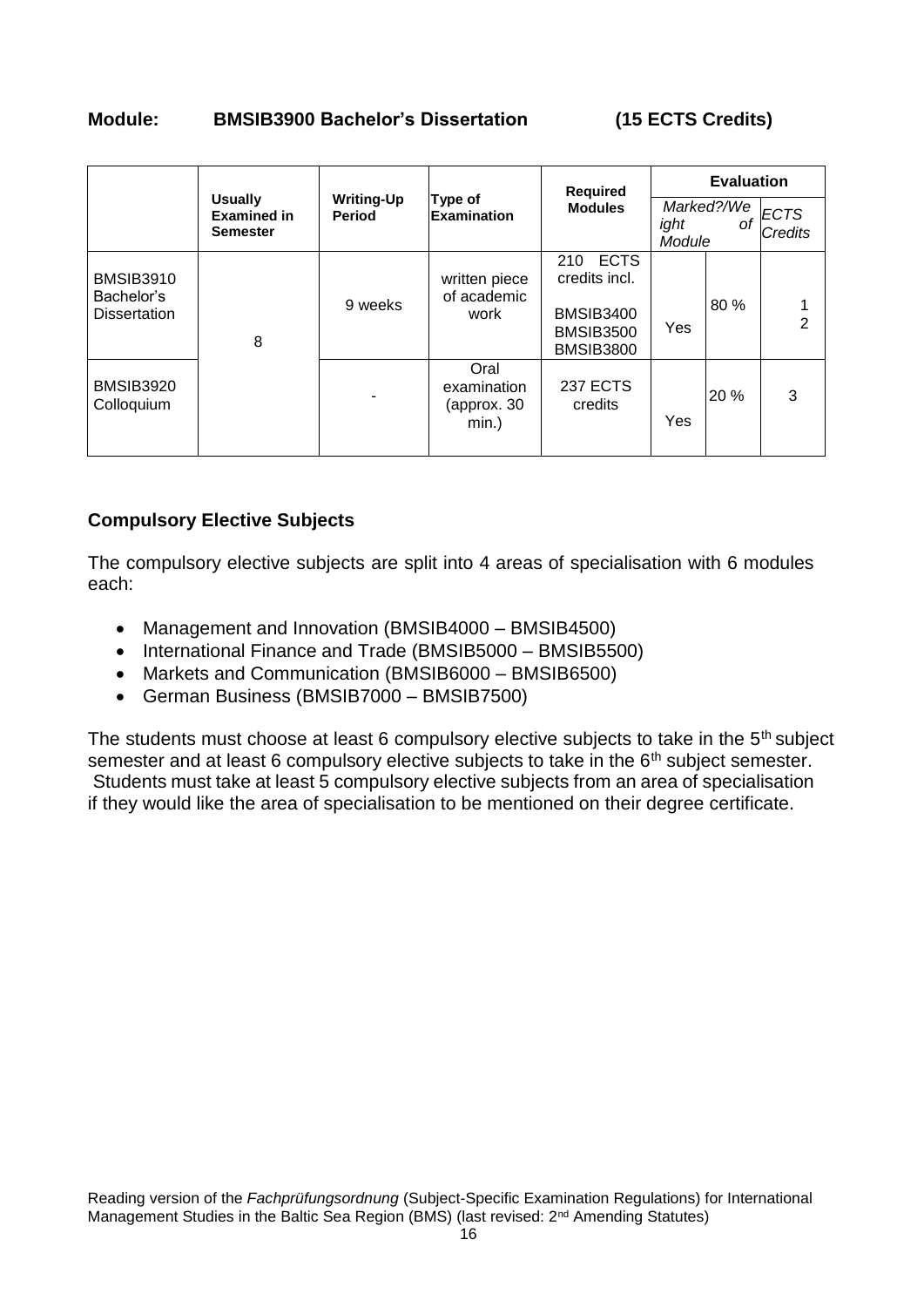**Module: BMSIB3900 Bachelor's Dissertation (15 ECTS Credits)**

| | Usually Examined in Semester | Writing-Up Period | Type of Examination | Required Modules | Evaluation | | |
|---|---|---|---|---|---|---|---|
| | | | | | *Marked?/Weight of Module* | | *ECTS Credits* |
| BMSIB3910 Bachelor's Dissertation | 8 | 9 weeks | written piece of academic work | 210 ECTS credits incl. BMSIB3400 BMSIB3500 BMSIB3800 | Yes | 80 % | 12 |
| BMSIB3920 Colloquium | | - | Oral examination (approx. 30 min.) | 237 ECTS credits | Yes | 20 % | 3 |

## Compulsory Elective Subjects

The compulsory elective subjects are split into 4 areas of specialisation with 6 modules each:

- Management and Innovation (BMSIB4000 – BMSIB4500)
- International Finance and Trade (BMSIB5000 – BMSIB5500)
- Markets and Communication (BMSIB6000 – BMSIB6500)
- German Business (BMSIB7000 – BMSIB7500)

The students must choose at least 6 compulsory elective subjects to take in the 5th subject semester and at least 6 compulsory elective subjects to take in the 6th subject semester. Students must take at least 5 compulsory elective subjects from an area of specialisation if they would like the area of specialisation to be mentioned on their degree certificate.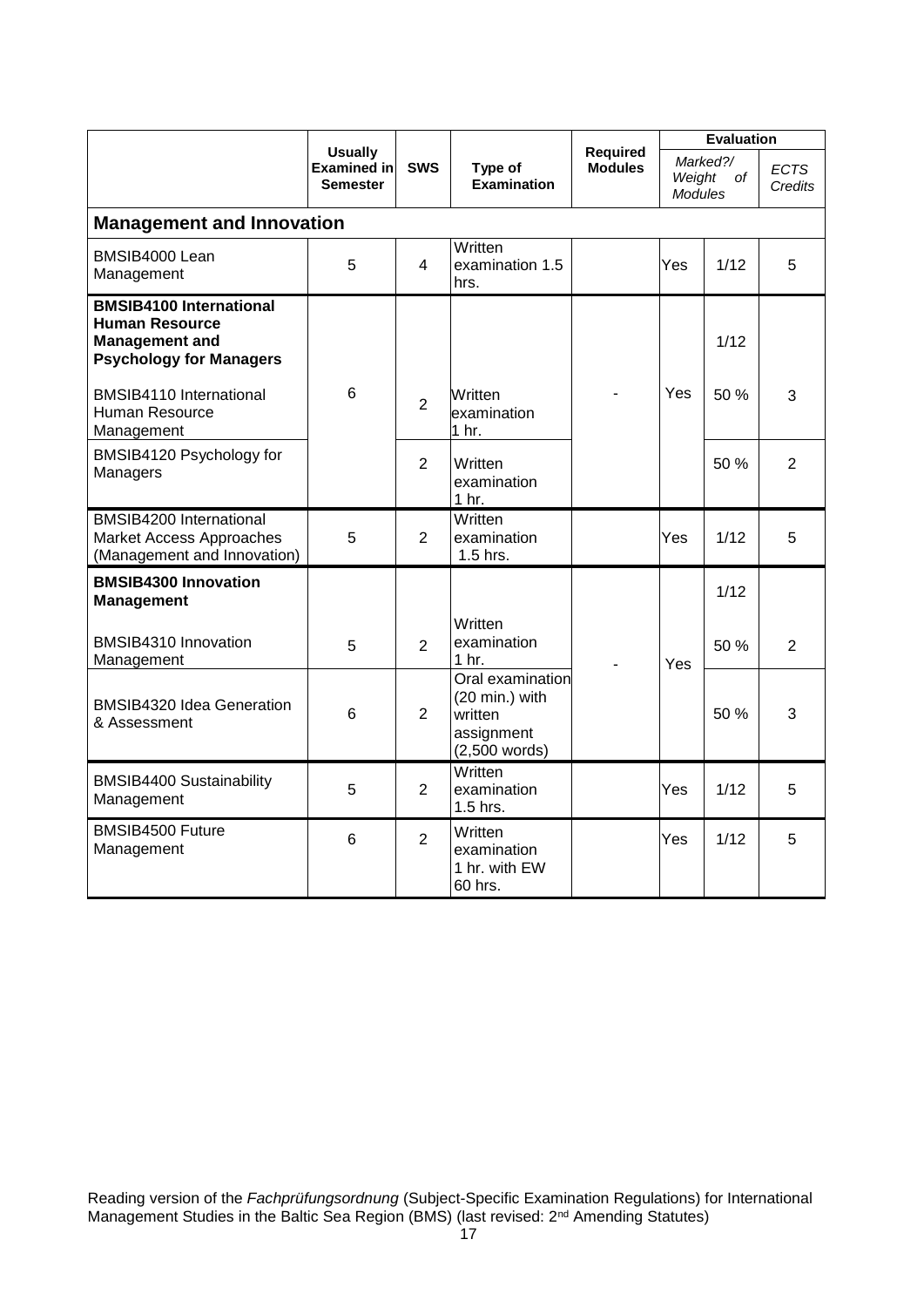| | Usually Examined in Semester | SWS | Type of Examination | Required Modules | Evaluation | | |
|---|---|---|---|---|---|---|---|
| | | | | | *Marked?/ Weight of Modules* | | *ECTS Credits* |
| **Management and Innovation** | | | | | | | |
| BMSIB4000 Lean Management | 5 | 4 | Written examination 1.5 hrs. | | Yes | 1/12 | 5 |
| **BMSIB4100 International Human Resource Management and Psychology for Managers** | | | | | | 1/12 | |
| BMSIB4110 International Human Resource Management | 6 | 2 | Written examination 1 hr. | - | Yes | 50 % | 3 |
| BMSIB4120 Psychology for Managers | | 2 | Written examination 1 hr. | | | 50 % | 2 |
| BMSIB4200 International Market Access Approaches (Management and Innovation) | 5 | 2 | Written examination 1.5 hrs. | | Yes | 1/12 | 5 |
| **BMSIB4300 Innovation Management** | | | | | | 1/12 | |
| BMSIB4310 Innovation Management | 5 | 2 | Written examination 1 hr. | - | Yes | 50 % | 2 |
| BMSIB4320 Idea Generation & Assessment | 6 | 2 | Oral examination (20 min.) with written assignment (2,500 words) | | | 50 % | 3 |
| BMSIB4400 Sustainability Management | 5 | 2 | Written examination 1.5 hrs. | | Yes | 1/12 | 5 |
| BMSIB4500 Future Management | 6 | 2 | Written examination 1 hr. with EW 60 hrs. | | Yes | 1/12 | 5 |

Reading version of the *Fachprüfungsordnung* (Subject-Specific Examination Regulations) for International Management Studies in the Baltic Sea Region (BMS) (last revised: 2nd Amending Statutes)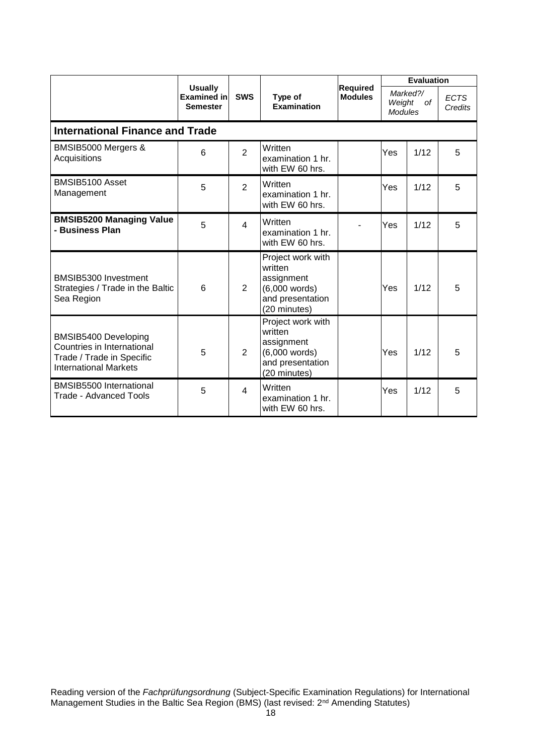| | Usually Examined in Semester | SWS | Type of Examination | Required Modules | Evaluation | | |
|---|---|---|---|---|---|---|---|
| | | | | | *Marked?/ Weight of Modules* | | *ECTS Credits* |
| **International Finance and Trade** | | | | | | | |
| BMSIB5000 Mergers & Acquisitions | 6 | 2 | Written examination 1 hr. with EW 60 hrs. | | Yes | 1/12 | 5 |
| BMSIB5100 Asset Management | 5 | 2 | Written examination 1 hr. with EW 60 hrs. | | Yes | 1/12 | 5 |
| **BMSIB5200 Managing Value - Business Plan** | 5 | 4 | Written examination 1 hr. with EW 60 hrs. | - | Yes | 1/12 | 5 |
| BMSIB5300 Investment Strategies / Trade in the Baltic Sea Region | 6 | 2 | Project work with written assignment (6,000 words) and presentation (20 minutes) | | Yes | 1/12 | 5 |
| BMSIB5400 Developing Countries in International Trade / Trade in Specific International Markets | 5 | 2 | Project work with written assignment (6,000 words) and presentation (20 minutes) | | Yes | 1/12 | 5 |
| BMSIB5500 International Trade - Advanced Tools | 5 | 4 | Written examination 1 hr. with EW 60 hrs. | | Yes | 1/12 | 5 |

Reading version of the *Fachprüfungsordnung* (Subject-Specific Examination Regulations) for International Management Studies in the Baltic Sea Region (BMS) (last revised: 2nd Amending Statutes)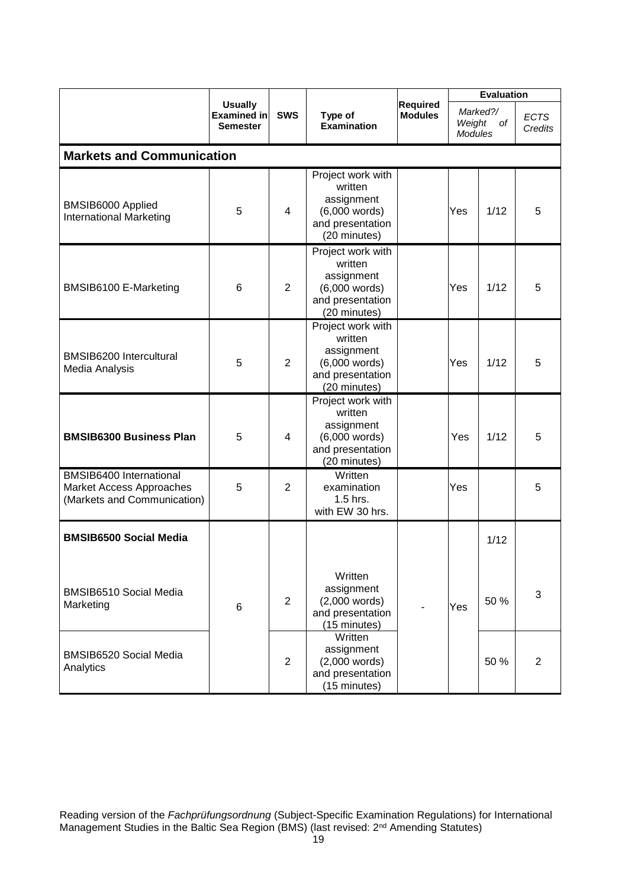| | Usually Examined in Semester | SWS | Type of Examination | Required Modules | Evaluation | | |
|---|---|---|---|---|---|---|---|
| | | | | | *Marked?/ Weight of Modules* | | *ECTS Credits* |
| **Markets and Communication** | | | | | | | |
| BMSIB6000 Applied International Marketing | 5 | 4 | Project work with written assignment (6,000 words) and presentation (20 minutes) | | Yes | 1/12 | 5 |
| BMSIB6100 E-Marketing | 6 | 2 | Project work with written assignment (6,000 words) and presentation (20 minutes) | | Yes | 1/12 | 5 |
| BMSIB6200 Intercultural Media Analysis | 5 | 2 | Project work with written assignment (6,000 words) and presentation (20 minutes) | | Yes | 1/12 | 5 |
| **BMSIB6300 Business Plan** | 5 | 4 | Project work with written assignment (6,000 words) and presentation (20 minutes) | | Yes | 1/12 | 5 |
| BMSIB6400 International Market Access Approaches (Markets and Communication) | 5 | 2 | Written examination 1.5 hrs. with EW 30 hrs. | | Yes | | 5 |
| **BMSIB6500 Social Media** | 6 | | | - | Yes | 1/12 | |
| BMSIB6510 Social Media Marketing | | 2 | Written assignment (2,000 words) and presentation (15 minutes) | | | 50 % | 3 |
| BMSIB6520 Social Media Analytics | | 2 | Written assignment (2,000 words) and presentation (15 minutes) | | | 50 % | 2 |

Reading version of the *Fachprüfungsordnung* (Subject-Specific Examination Regulations) for International Management Studies in the Baltic Sea Region (BMS) (last revised: 2nd Amending Statutes)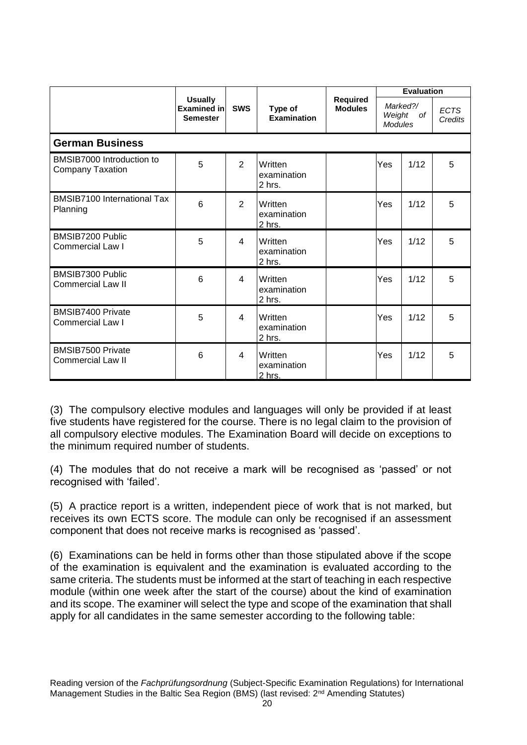| | Usually Examined in Semester | SWS | Type of Examination | Required Modules | Evaluation | |
|---|---|---|---|---|---|---|
| | | | | | Marked?/ Weight of Modules | ECTS Credits |
| **German Business** | | | | | | |
| BMSIB7000 Introduction to Company Taxation | 5 | 2 | Written examination 2 hrs. | | Yes 1/12 | 5 |
| BMSIB7100 International Tax Planning | 6 | 2 | Written examination 2 hrs. | | Yes 1/12 | 5 |
| BMSIB7200 Public Commercial Law I | 5 | 4 | Written examination 2 hrs. | | Yes 1/12 | 5 |
| BMSIB7300 Public Commercial Law II | 6 | 4 | Written examination 2 hrs. | | Yes 1/12 | 5 |
| BMSIB7400 Private Commercial Law I | 5 | 4 | Written examination 2 hrs. | | Yes 1/12 | 5 |
| BMSIB7500 Private Commercial Law II | 6 | 4 | Written examination 2 hrs. | | Yes 1/12 | 5 |

(3) The compulsory elective modules and languages will only be provided if at least five students have registered for the course. There is no legal claim to the provision of all compulsory elective modules. The Examination Board will decide on exceptions to the minimum required number of students.

(4) The modules that do not receive a mark will be recognised as 'passed' or not recognised with 'failed'.

(5) A practice report is a written, independent piece of work that is not marked, but receives its own ECTS score. The module can only be recognised if an assessment component that does not receive marks is recognised as 'passed'.

(6) Examinations can be held in forms other than those stipulated above if the scope of the examination is equivalent and the examination is evaluated according to the same criteria. The students must be informed at the start of teaching in each respective module (within one week after the start of the course) about the kind of examination and its scope. The examiner will select the type and scope of the examination that shall apply for all candidates in the same semester according to the following table: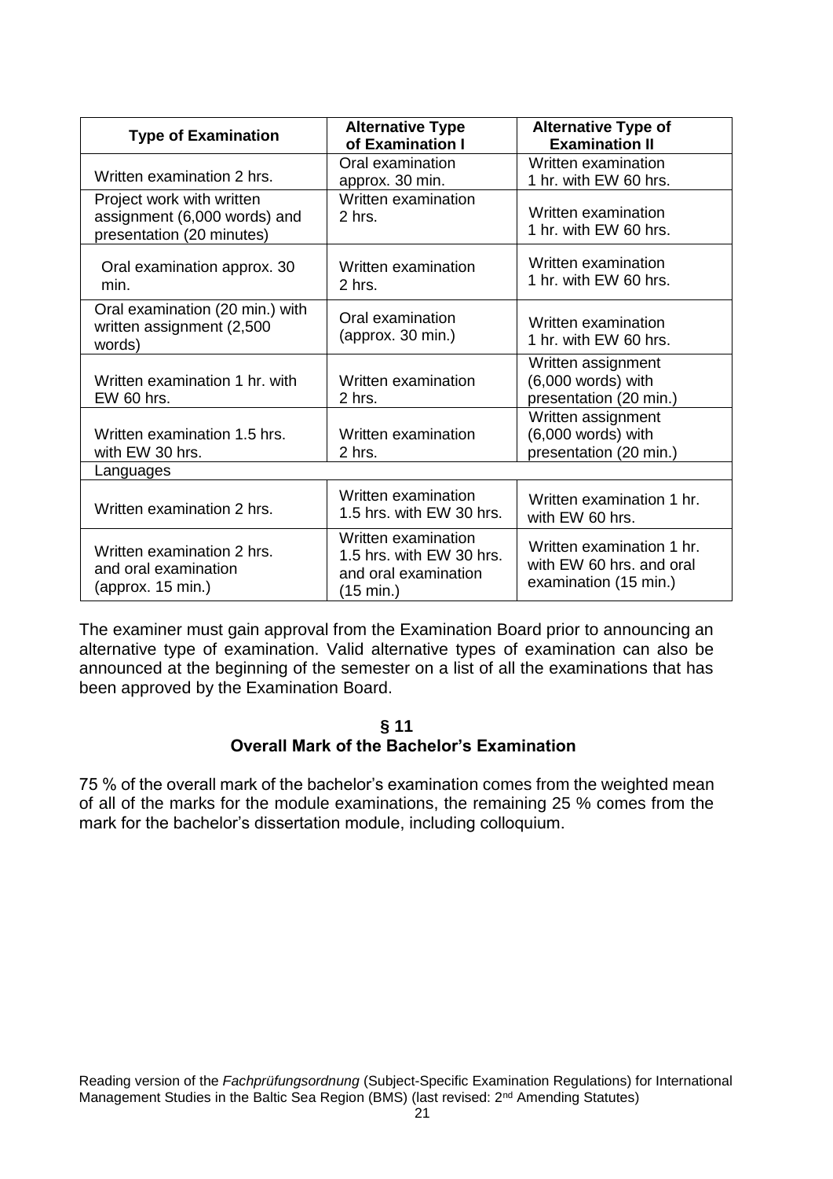| Type of Examination | Alternative Type of Examination I | Alternative Type of Examination II |
|---|---|---|
| Written examination 2 hrs. | Oral examination approx. 30 min. | Written examination 1 hr. with EW 60 hrs. |
| Project work with written assignment (6,000 words) and presentation (20 minutes) | Written examination 2 hrs. | Written examination 1 hr. with EW 60 hrs. |
| Oral examination approx. 30 min. | Written examination 2 hrs. | Written examination 1 hr. with EW 60 hrs. |
| Oral examination (20 min.) with written assignment (2,500 words) | Oral examination (approx. 30 min.) | Written examination 1 hr. with EW 60 hrs. |
| Written examination 1 hr. with EW 60 hrs. | Written examination 2 hrs. | Written assignment (6,000 words) with presentation (20 min.) |
| Written examination 1.5 hrs. with EW 30 hrs. | Written examination 2 hrs. | Written assignment (6,000 words) with presentation (20 min.) |
| Languages | | |
| Written examination 2 hrs. | Written examination 1.5 hrs. with EW 30 hrs. | Written examination 1 hr. with EW 60 hrs. |
| Written examination 2 hrs. and oral examination (approx. 15 min.) | Written examination 1.5 hrs. with EW 30 hrs. and oral examination (15 min.) | Written examination 1 hr. with EW 60 hrs. and oral examination (15 min.) |

The examiner must gain approval from the Examination Board prior to announcing an alternative type of examination. Valid alternative types of examination can also be announced at the beginning of the semester on a list of all the examinations that has been approved by the Examination Board.

## § 11
## Overall Mark of the Bachelor's Examination

75 % of the overall mark of the bachelor's examination comes from the weighted mean of all of the marks for the module examinations, the remaining 25 % comes from the mark for the bachelor's dissertation module, including colloquium.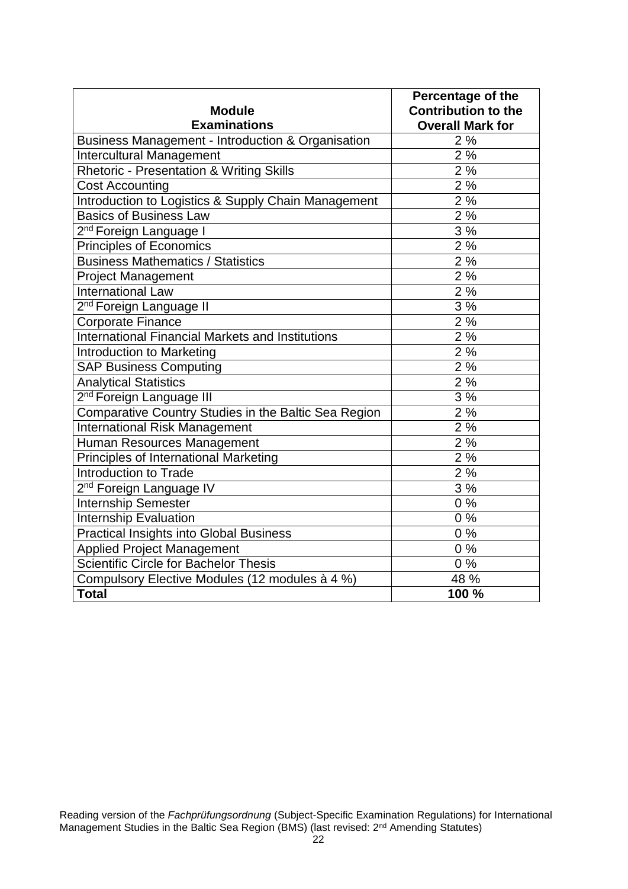| Module Examinations | Percentage of the Contribution to the Overall Mark for |
|---|---|
| Business Management - Introduction & Organisation | 2 % |
| Intercultural Management | 2 % |
| Rhetoric - Presentation & Writing Skills | 2 % |
| Cost Accounting | 2 % |
| Introduction to Logistics & Supply Chain Management | 2 % |
| Basics of Business Law | 2 % |
| 2nd Foreign Language I | 3 % |
| Principles of Economics | 2 % |
| Business Mathematics / Statistics | 2 % |
| Project Management | 2 % |
| International Law | 2 % |
| 2nd Foreign Language II | 3 % |
| Corporate Finance | 2 % |
| International Financial Markets and Institutions | 2 % |
| Introduction to Marketing | 2 % |
| SAP Business Computing | 2 % |
| Analytical Statistics | 2 % |
| 2nd Foreign Language III | 3 % |
| Comparative Country Studies in the Baltic Sea Region | 2 % |
| International Risk Management | 2 % |
| Human Resources Management | 2 % |
| Principles of International Marketing | 2 % |
| Introduction to Trade | 2 % |
| 2nd Foreign Language IV | 3 % |
| Internship Semester | 0 % |
| Internship Evaluation | 0 % |
| Practical Insights into Global Business | 0 % |
| Applied Project Management | 0 % |
| Scientific Circle for Bachelor Thesis | 0 % |
| Compulsory Elective Modules (12 modules à 4 %) | 48 % |
| **Total** | **100 %** |

Reading version of the *Fachprüfungsordnung* (Subject-Specific Examination Regulations) for International Management Studies in the Baltic Sea Region (BMS) (last revised: 2nd Amending Statutes)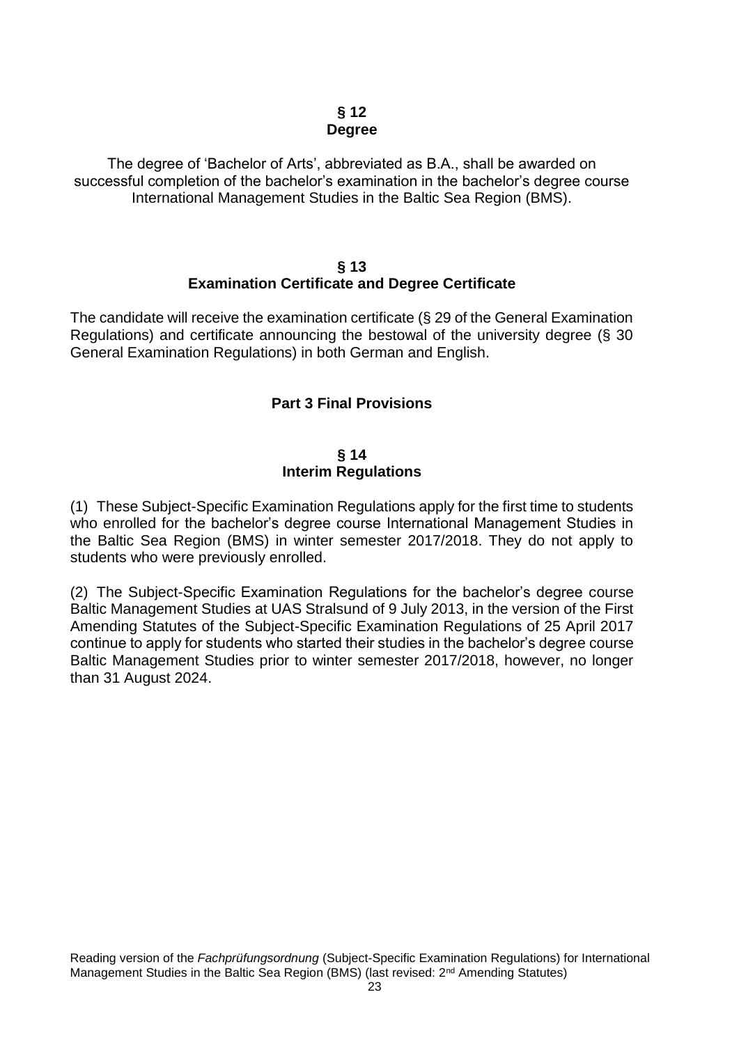## § 12
## Degree

The degree of 'Bachelor of Arts', abbreviated as B.A., shall be awarded on successful completion of the bachelor's examination in the bachelor's degree course International Management Studies in the Baltic Sea Region (BMS).

## § 13
## Examination Certificate and Degree Certificate

The candidate will receive the examination certificate (§ 29 of the General Examination Regulations) and certificate announcing the bestowal of the university degree (§ 30 General Examination Regulations) in both German and English.

# Part 3 Final Provisions

## § 14
## Interim Regulations

(1) These Subject-Specific Examination Regulations apply for the first time to students who enrolled for the bachelor's degree course International Management Studies in the Baltic Sea Region (BMS) in winter semester 2017/2018. They do not apply to students who were previously enrolled.

(2) The Subject-Specific Examination Regulations for the bachelor's degree course Baltic Management Studies at UAS Stralsund of 9 July 2013, in the version of the First Amending Statutes of the Subject-Specific Examination Regulations of 25 April 2017 continue to apply for students who started their studies in the bachelor's degree course Baltic Management Studies prior to winter semester 2017/2018, however, no longer than 31 August 2024.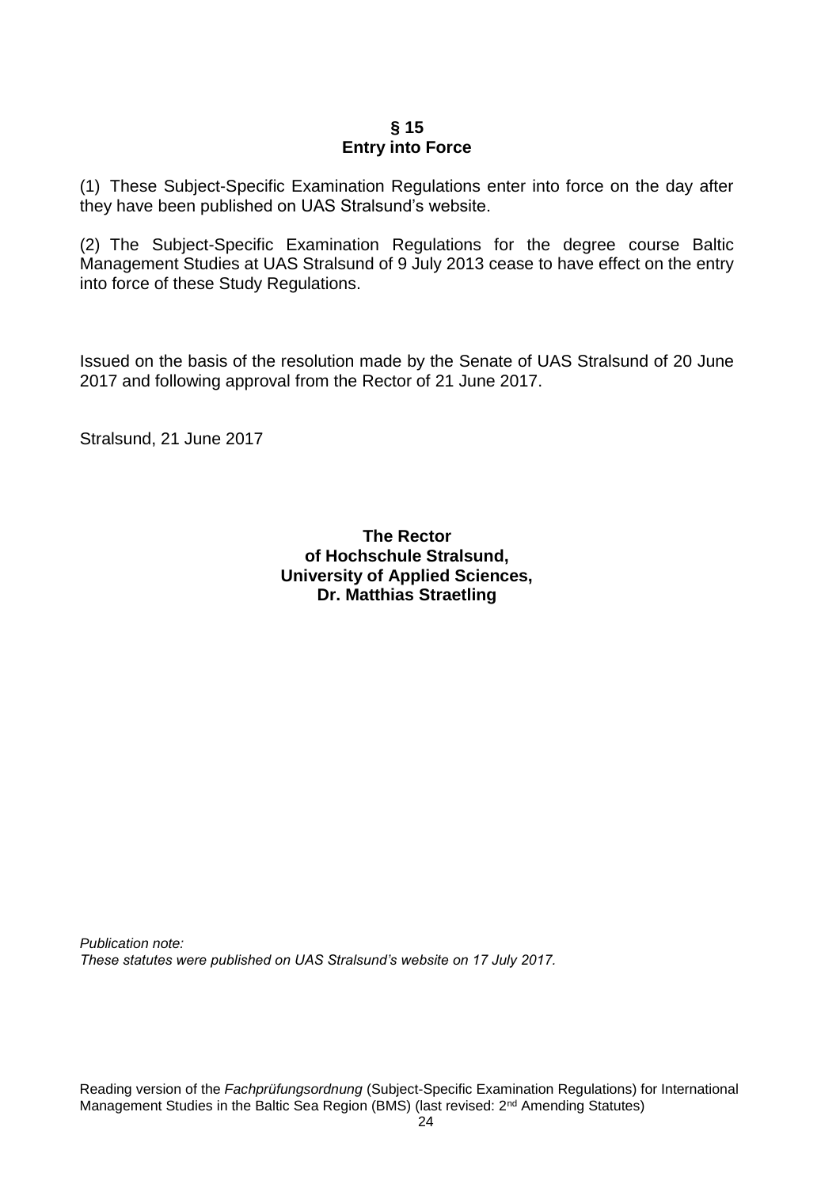## § 15
## Entry into Force

(1) These Subject-Specific Examination Regulations enter into force on the day after they have been published on UAS Stralsund's website.

(2) The Subject-Specific Examination Regulations for the degree course Baltic Management Studies at UAS Stralsund of 9 July 2013 cease to have effect on the entry into force of these Study Regulations.

Issued on the basis of the resolution made by the Senate of UAS Stralsund of 20 June 2017 and following approval from the Rector of 21 June 2017.

Stralsund, 21 June 2017

**The Rector**
**of Hochschule Stralsund,**
**University of Applied Sciences,**
**Dr. Matthias Straetling**

*Publication note:*
*These statutes were published on UAS Stralsund's website on 17 July 2017.*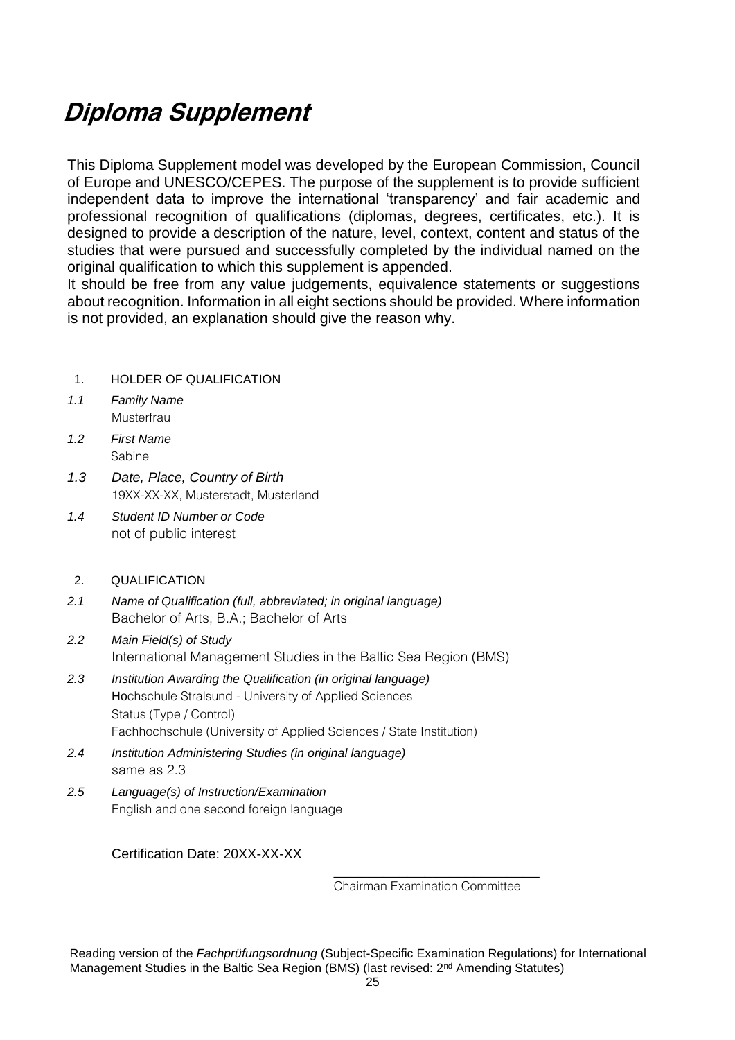# *Diploma Supplement*

This Diploma Supplement model was developed by the European Commission, Council of Europe and UNESCO/CEPES. The purpose of the supplement is to provide sufficient independent data to improve the international 'transparency' and fair academic and professional recognition of qualifications (diplomas, degrees, certificates, etc.). It is designed to provide a description of the nature, level, context, content and status of the studies that were pursued and successfully completed by the individual named on the original qualification to which this supplement is appended.
It should be free from any value judgements, equivalence statements or suggestions about recognition. Information in all eight sections should be provided. Where information is not provided, an explanation should give the reason why.

1. HOLDER OF QUALIFICATION

*1.1 Family Name*
Musterfrau

*1.2 First Name*
Sabine

*1.3 Date, Place, Country of Birth*
19XX-XX-XX, Musterstadt, Musterland

*1.4 Student ID Number or Code*
not of public interest

2. QUALIFICATION

*2.1 Name of Qualification (full, abbreviated; in original language)*
Bachelor of Arts, B.A.; Bachelor of Arts

*2.2 Main Field(s) of Study*
International Management Studies in the Baltic Sea Region (BMS)

*2.3 Institution Awarding the Qualification (in original language)*
Hochschule Stralsund - University of Applied Sciences
Status (Type / Control)
Fachhochschule (University of Applied Sciences / State Institution)

*2.4 Institution Administering Studies (in original language)*
same as 2.3

*2.5 Language(s) of Instruction/Examination*
English and one second foreign language

Certification Date: 20XX-XX-XX

______________________________
Chairman Examination Committee

Reading version of the *Fachprüfungsordnung* (Subject-Specific Examination Regulations) for International Management Studies in the Baltic Sea Region (BMS) (last revised: 2nd Amending Statutes)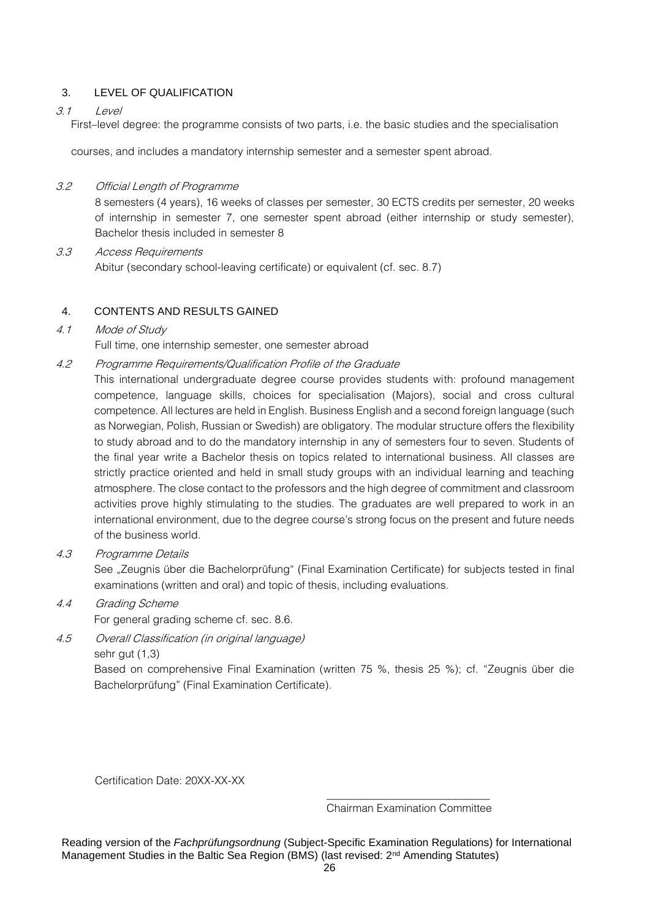## 3. LEVEL OF QUALIFICATION

*3.1 Level*

First–level degree: the programme consists of two parts, i.e. the basic studies and the specialisation courses, and includes a mandatory internship semester and a semester spent abroad.

*3.2 Official Length of Programme*

8 semesters (4 years), 16 weeks of classes per semester, 30 ECTS credits per semester, 20 weeks of internship in semester 7, one semester spent abroad (either internship or study semester), Bachelor thesis included in semester 8

*3.3 Access Requirements*

Abitur (secondary school-leaving certificate) or equivalent (cf. sec. 8.7)

## 4. CONTENTS AND RESULTS GAINED

*4.1 Mode of Study*

Full time, one internship semester, one semester abroad

*4.2 Programme Requirements/Qualification Profile of the Graduate*

This international undergraduate degree course provides students with: profound management competence, language skills, choices for specialisation (Majors), social and cross cultural competence. All lectures are held in English. Business English and a second foreign language (such as Norwegian, Polish, Russian or Swedish) are obligatory. The modular structure offers the flexibility to study abroad and to do the mandatory internship in any of semesters four to seven. Students of the final year write a Bachelor thesis on topics related to international business. All classes are strictly practice oriented and held in small study groups with an individual learning and teaching atmosphere. The close contact to the professors and the high degree of commitment and classroom activities prove highly stimulating to the studies. The graduates are well prepared to work in an international environment, due to the degree course's strong focus on the present and future needs of the business world.

*4.3 Programme Details*

See „Zeugnis über die Bachelorprüfung“ (Final Examination Certificate) for subjects tested in final examinations (written and oral) and topic of thesis, including evaluations.

*4.4 Grading Scheme*

For general grading scheme cf. sec. 8.6.

*4.5 Overall Classification (in original language)*

sehr gut (1,3)

Based on comprehensive Final Examination (written 75 %, thesis 25 %); cf. “Zeugnis über die Bachelorprüfung” (Final Examination Certificate).

Certification Date: 20XX-XX-XX

\_\_\_\_\_\_\_\_\_\_\_\_\_\_\_\_\_\_\_\_\_\_\_\_\_\_\_\_

Chairman Examination Committee

Reading version of the *Fachprüfungsordnung* (Subject-Specific Examination Regulations) for International Management Studies in the Baltic Sea Region (BMS) (last revised: 2nd Amending Statutes)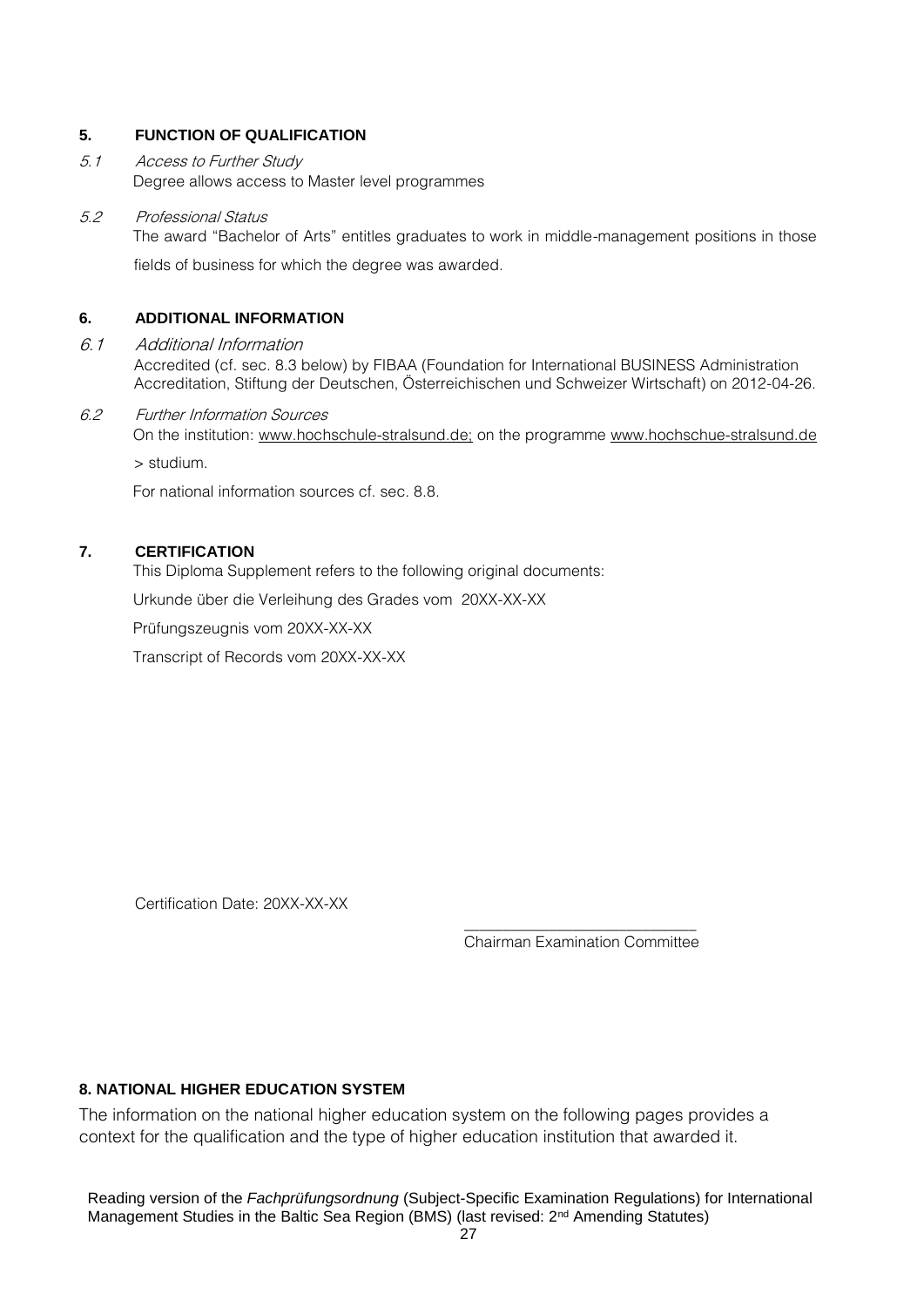## 5. FUNCTION OF QUALIFICATION

*5.1 Access to Further Study*

Degree allows access to Master level programmes

*5.2 Professional Status*

The award "Bachelor of Arts" entitles graduates to work in middle-management positions in those fields of business for which the degree was awarded.

## 6. ADDITIONAL INFORMATION

*6.1 Additional Information*

Accredited (cf. sec. 8.3 below) by FIBAA (Foundation for International BUSINESS Administration Accreditation, Stiftung der Deutschen, Österreichischen und Schweizer Wirtschaft) on 2012-04-26.

*6.2 Further Information Sources*

On the institution: www.hochschule-stralsund.de; on the programme www.hochschue-stralsund.de > studium.

For national information sources cf. sec. 8.8.

## 7. CERTIFICATION

This Diploma Supplement refers to the following original documents:

Urkunde über die Verleihung des Grades vom 20XX-XX-XX

Prüfungszeugnis vom 20XX-XX-XX

Transcript of Records vom 20XX-XX-XX

Certification Date: 20XX-XX-XX

___________________________
Chairman Examination Committee

## 8. NATIONAL HIGHER EDUCATION SYSTEM

The information on the national higher education system on the following pages provides a context for the qualification and the type of higher education institution that awarded it.

Reading version of the *Fachprüfungsordnung* (Subject-Specific Examination Regulations) for International Management Studies in the Baltic Sea Region (BMS) (last revised: 2nd Amending Statutes)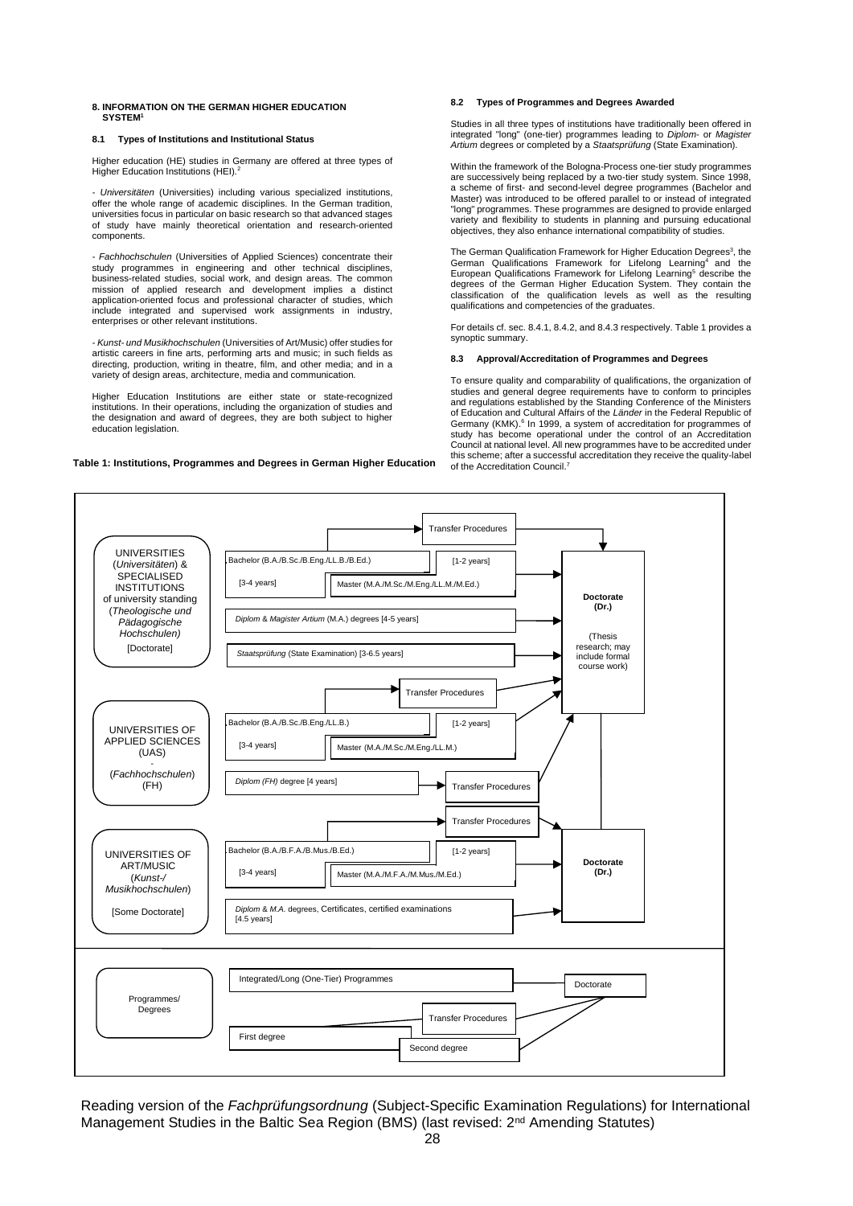## 8. INFORMATION ON THE GERMAN HIGHER EDUCATION SYSTEM[1]

### 8.1 Types of Institutions and Institutional Status

Higher education (HE) studies in Germany are offered at three types of Higher Education Institutions (HEI).[2]

- *Universitäten* (Universities) including various specialized institutions, offer the whole range of academic disciplines. In the German tradition, universities focus in particular on basic research so that advanced stages of study have mainly theoretical orientation and research-oriented components.

- *Fachhochschulen* (Universities of Applied Sciences) concentrate their study programmes in engineering and other technical disciplines, business-related studies, social work, and design areas. The common mission of applied research and development implies a distinct application-oriented focus and professional character of studies, which include integrated and supervised work assignments in industry, enterprises or other relevant institutions.

- *Kunst- und Musikhochschulen* (Universities of Art/Music) offer studies for artistic careers in fine arts, performing arts and music; in such fields as directing, production, writing in theatre, film, and other media; and in a variety of design areas, architecture, media and communication.

Higher Education Institutions are either state or state-recognized institutions. In their operations, including the organization of studies and the designation and award of degrees, they are both subject to higher education legislation.

### 8.2 Types of Programmes and Degrees Awarded

Studies in all three types of institutions have traditionally been offered in integrated "long" (one-tier) programmes leading to *Diplom-* or *Magister Artium* degrees or completed by a *Staatsprüfung* (State Examination).

Within the framework of the Bologna-Process one-tier study programmes are successively being replaced by a two-tier study system. Since 1998, a scheme of first- and second-level degree programmes (Bachelor and Master) was introduced to be offered parallel to or instead of integrated "long" programmes. These programmes are designed to provide enlarged variety and flexibility to students in planning and pursuing educational objectives, they also enhance international compatibility of studies.

The German Qualification Framework for Higher Education Degrees[3], the German Qualifications Framework for Lifelong Learning[4] and the European Qualifications Framework for Lifelong Learning[5] describe the degrees of the German Higher Education System. They contain the classification of the qualification levels as well as the resulting qualifications and competencies of the graduates.

For details cf. sec. 8.4.1, 8.4.2, and 8.4.3 respectively. Table 1 provides a synoptic summary.

### 8.3 Approval/Accreditation of Programmes and Degrees

To ensure quality and comparability of qualifications, the organization of studies and general degree requirements have to conform to principles and regulations established by the Standing Conference of the Ministers of Education and Cultural Affairs of the *Länder* in the Federal Republic of Germany (KMK).[6] In 1999, a system of accreditation for programmes of study has become operational under the control of an Accreditation Council at national level. All new programmes have to be accredited under this scheme; after a successful accreditation they receive the quality-label of the Accreditation Council.[7]

**Table 1: Institutions, Programmes and Degrees in German Higher Education**

| Institution | Programmes / Degrees | Leads to |
|---|---|---|
| UNIVERSITIES (*Universitäten*) & SPECIALISED INSTITUTIONS of university standing (*Theologische und Pädagogische Hochschulen*) [Doctorate] | Bachelor (B.A./B.Sc./B.Eng./LL.B./B.Ed.) [3-4 years]; Master (M.A./M.Sc./M.Eng./LL.M./M.Ed.) [1-2 years]; Transfer Procedures | **Doctorate (Dr.)** (Thesis research; may include formal course work) |
| | *Diplom* & *Magister Artium* (M.A.) degrees [4-5 years] | **Doctorate (Dr.)** |
| | *Staatsprüfung* (State Examination) [3-6.5 years] | **Doctorate (Dr.)** |
| UNIVERSITIES OF APPLIED SCIENCES (UAS) - (*Fachhochschulen*) (FH) | Bachelor (B.A./B.Sc./B.Eng./LL.B.) [3-4 years]; Master (M.A./M.Sc./M.Eng./LL.M.) [1-2 years]; Transfer Procedures | **Doctorate (Dr.)** |
| | *Diplom (FH)* degree [4 years] → Transfer Procedures | **Doctorate (Dr.)** |
| UNIVERSITIES OF ART/MUSIC (*Kunst-/ Musikhochschulen*) [Some Doctorate] | Bachelor (B.A./B.F.A./B.Mus./B.Ed.) [3-4 years]; Master (M.A./M.F.A./M.Mus./M.Ed.) [1-2 years]; Transfer Procedures | **Doctorate (Dr.)** |
| | *Diplom* & *M.A.* degrees, Certificates, certified examinations [4.5 years] | **Doctorate (Dr.)** |

| Programmes/ Degrees | |
|---|---|
| Integrated/Long (One-Tier) Programmes | → Doctorate |
| First degree → Transfer Procedures / Second degree | → Doctorate |

Reading version of the *Fachprüfungsordnung* (Subject-Specific Examination Regulations) for International Management Studies in the Baltic Sea Region (BMS) (last revised: 2nd Amending Statutes)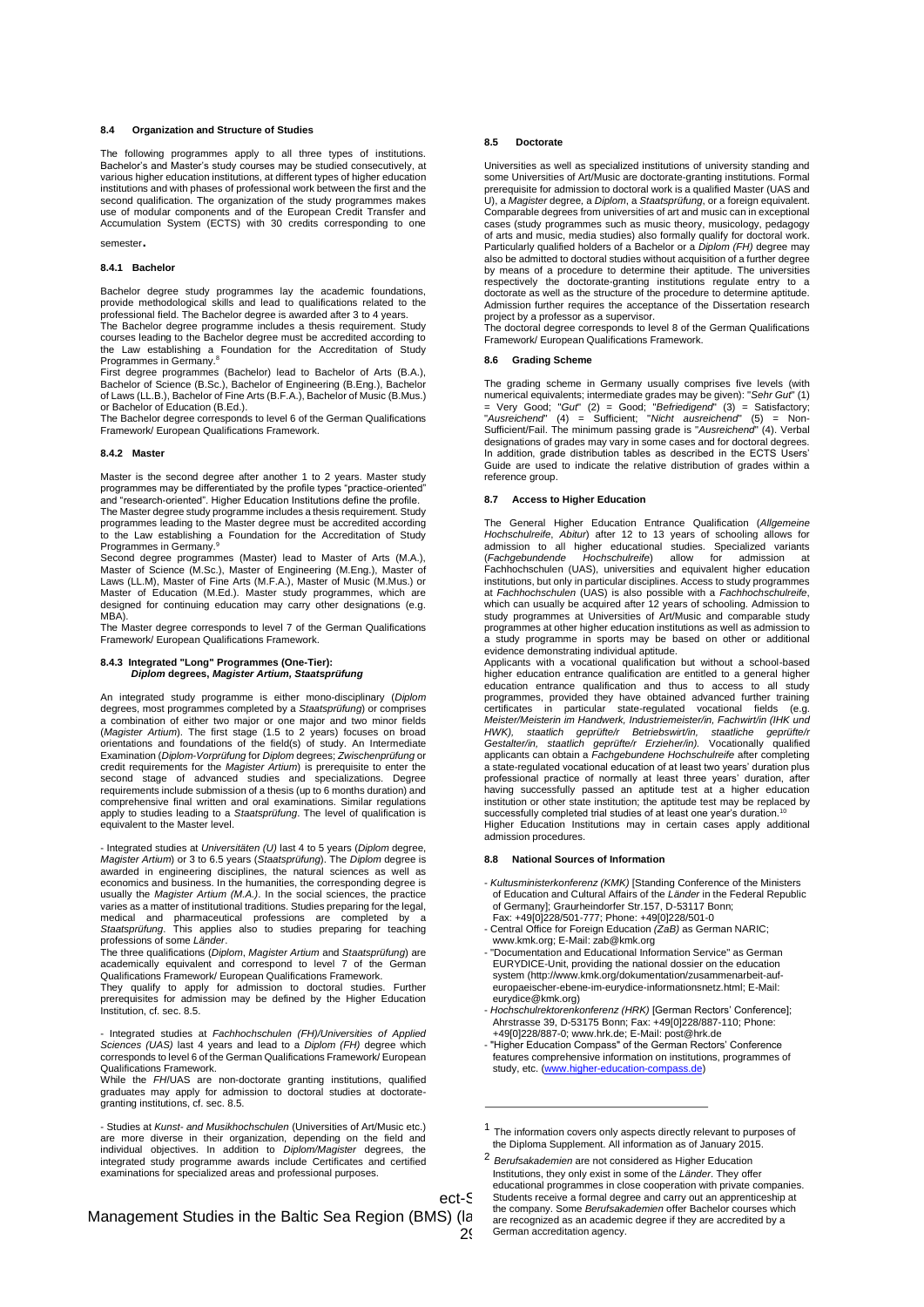#### 8.4 Organization and Structure of Studies

The following programmes apply to all three types of institutions. Bachelor's and Master's study courses may be studied consecutively, at various higher education institutions, at different types of higher education institutions and with phases of professional work between the first and the second qualification. The organization of the study programmes makes use of modular components and of the European Credit Transfer and Accumulation System (ECTS) with 30 credits corresponding to one semester.

##### 8.4.1 Bachelor

Bachelor degree study programmes lay the academic foundations, provide methodological skills and lead to qualifications related to the professional field. The Bachelor degree is awarded after 3 to 4 years.

The Bachelor degree programme includes a thesis requirement. Study courses leading to the Bachelor degree must be accredited according to the Law establishing a Foundation for the Accreditation of Study Programmes in Germany.[8]

First degree programmes (Bachelor) lead to Bachelor of Arts (B.A.), Bachelor of Science (B.Sc.), Bachelor of Engineering (B.Eng.), Bachelor of Laws (LL.B.), Bachelor of Fine Arts (B.F.A.), Bachelor of Music (B.Mus.) or Bachelor of Education (B.Ed.).

The Bachelor degree corresponds to level 6 of the German Qualifications Framework/ European Qualifications Framework.

##### 8.4.2 Master

Master is the second degree after another 1 to 2 years. Master study programmes may be differentiated by the profile types "practice-oriented" and "research-oriented". Higher Education Institutions define the profile.

The Master degree study programme includes a thesis requirement. Study programmes leading to the Master degree must be accredited according to the Law establishing a Foundation for the Accreditation of Study Programmes in Germany.[9]

Second degree programmes (Master) lead to Master of Arts (M.A.), Master of Science (M.Sc.), Master of Engineering (M.Eng.), Master of Laws (LL.M), Master of Fine Arts (M.F.A.), Master of Music (M.Mus.) or Master of Education (M.Ed.). Master study programmes, which are designed for continuing education may carry other designations (e.g. MBA).

The Master degree corresponds to level 7 of the German Qualifications Framework/ European Qualifications Framework.

##### 8.4.3 Integrated "Long" Programmes (One-Tier): *Diplom* degrees, *Magister Artium*, *Staatsprüfung*

An integrated study programme is either mono-disciplinary (*Diplom* degrees, most programmes completed by a *Staatsprüfung*) or comprises a combination of either two major or one major and two minor fields (*Magister Artium*). The first stage (1.5 to 2 years) focuses on broad orientations and foundations of the field(s) of study. An Intermediate Examination (*Diplom-Vorprüfung* for *Diplom* degrees; *Zwischenprüfung* or credit requirements for the *Magister Artium*) is prerequisite to enter the second stage of advanced studies and specializations. Degree requirements include submission of a thesis (up to 6 months duration) and comprehensive final written and oral examinations. Similar regulations apply to studies leading to a *Staatsprüfung*. The level of qualification is equivalent to the Master level.

- Integrated studies at *Universitäten (U)* last 4 to 5 years (*Diplom* degree, *Magister Artium*) or 3 to 6.5 years (*Staatsprüfung*). The *Diplom* degree is awarded in engineering disciplines, the natural sciences as well as economics and business. In the humanities, the corresponding degree is usually the *Magister Artium (M.A.)*. In the social sciences, the practice varies as a matter of institutional traditions. Studies preparing for the legal, medical and pharmaceutical professions are completed by a *Staatsprüfung*. This applies also to studies preparing for teaching professions of some *Länder*.

The three qualifications (*Diplom*, *Magister Artium* and *Staatsprüfung*) are academically equivalent and correspond to level 7 of the German Qualifications Framework/ European Qualifications Framework.

They qualify to apply for admission to doctoral studies. Further prerequisites for admission may be defined by the Higher Education Institution, cf. sec. 8.5.

- Integrated studies at *Fachhochschulen (FH)/Universities of Applied Sciences (UAS)* last 4 years and lead to a *Diplom (FH)* degree which corresponds to level 6 of the German Qualifications Framework/ European Qualifications Framework.

While the *FH*/UAS are non-doctorate granting institutions, qualified graduates may apply for admission to doctoral studies at doctorate-granting institutions, cf. sec. 8.5.

- Studies at *Kunst- and Musikhochschulen* (Universities of Art/Music etc.) are more diverse in their organization, depending on the field and individual objectives. In addition to *Diplom/Magister* degrees, the integrated study programme awards include Certificates and certified examinations for specialized areas and professional purposes.

#### 8.5 Doctorate

Universities as well as specialized institutions of university standing and some Universities of Art/Music are doctorate-granting institutions. Formal prerequisite for admission to doctoral work is a qualified Master (UAS and U), a *Magister* degree, a *Diplom*, a *Staatsprüfung*, or a foreign equivalent. Comparable degrees from universities of art and music can in exceptional cases (study programmes such as music theory, musicology, pedagogy of arts and music, media studies) also formally qualify for doctoral work. Particularly qualified holders of a Bachelor or a *Diplom (FH)* degree may also be admitted to doctoral studies without acquisition of a further degree by means of a procedure to determine their aptitude. The universities respectively the doctorate-granting institutions regulate entry to a doctorate as well as the structure of the procedure to determine aptitude. Admission further requires the acceptance of the Dissertation research project by a professor as a supervisor.

The doctoral degree corresponds to level 8 of the German Qualifications Framework/ European Qualifications Framework.

#### 8.6 Grading Scheme

The grading scheme in Germany usually comprises five levels (with numerical equivalents; intermediate grades may be given): "*Sehr Gut*" (1) = Very Good; "*Gut*" (2) = Good; "*Befriedigend*" (3) = Satisfactory; "*Ausreichend*" (4) = Sufficient; "*Nicht ausreichend*" (5) = Non-Sufficient/Fail. The minimum passing grade is "*Ausreichend*" (4). Verbal designations of grades may vary in some cases and for doctoral degrees. In addition, grade distribution tables as described in the ECTS Users' Guide are used to indicate the relative distribution of grades within a reference group.

#### 8.7 Access to Higher Education

The General Higher Education Entrance Qualification (*Allgemeine Hochschulreife*, *Abitur*) after 12 to 13 years of schooling allows for admission to all higher educational studies. Specialized variants (*Fachgebundende Hochschulreife*) allow for admission at Fachhochschulen (UAS), universities and equivalent higher education institutions, but only in particular disciplines. Access to study programmes at *Fachhochschulen* (UAS) is also possible with a *Fachhochschulreife*, which can usually be acquired after 12 years of schooling. Admission to study programmes at Universities of Art/Music and comparable study programmes at other higher education institutions as well as admission to a study programme in sports may be based on other or additional evidence demonstrating individual aptitude.

Applicants with a vocational qualification but without a school-based higher education entrance qualification are entitled to a general higher education entrance qualification and thus to access to all study programmes, provided they have obtained advanced further training certificates in particular state-regulated vocational fields (e.g. *Meister/Meisterin im Handwerk, Industriemeister/in, Fachwirt/in (IHK und HWK), staatlich geprüfte/r Betriebswirt/in, staatliche geprüfte/r Gestalter/in, staatlich geprüfte/r Erzieher/in).* Vocationally qualified applicants can obtain a *Fachgebundene Hochschulreife* after completing a state-regulated vocational education of at least two years' duration plus professional practice of normally at least three years' duration, after having successfully passed an aptitude test at a higher education institution or other state institution; the aptitude test may be replaced by successfully completed trial studies of at least one year's duration.[10]

Higher Education Institutions may in certain cases apply additional admission procedures.

#### 8.8 National Sources of Information

- *Kultusministerkonferenz (KMK)* [Standing Conference of the Ministers of Education and Cultural Affairs of the *Länder* in the Federal Republic of Germany]; Graurheindorfer Str.157, D-53117 Bonn; Fax: +49[0]228/501-777; Phone: +49[0]228/501-0
- Central Office for Foreign Education *(ZaB)* as German NARIC; www.kmk.org; E-Mail: zab@kmk.org
- "Documentation and Educational Information Service" as German EURYDICE-Unit, providing the national dossier on the education system (http://www.kmk.org/dokumentation/zusammenarbeit-auf-europaeischer-ebene-im-eurydice-informationsnetz.html; E-Mail: eurydice@kmk.org)
- *Hochschulrektorenkonferenz (HRK)* [German Rectors' Conference]; Ahrstrasse 39, D-53175 Bonn; Fax: +49[0]228/887-110; Phone: +49[0]228/887-0; www.hrk.de; E-Mail: post@hrk.de
- "Higher Education Compass" of the German Rectors' Conference features comprehensive information on institutions, programmes of study, etc. (www.higher-education-compass.de)

---

[1] The information covers only aspects directly relevant to purposes of the Diploma Supplement. All information as of January 2015.

[2] *Berufsakademien* are not considered as Higher Education Institutions, they only exist in some of the *Länder*. They offer educational programmes in close cooperation with private companies. Students receive a formal degree and carry out an apprenticeship at the company. Some *Berufsakademien* offer Bachelor courses which are recognized as an academic degree if they are accredited by a German accreditation agency.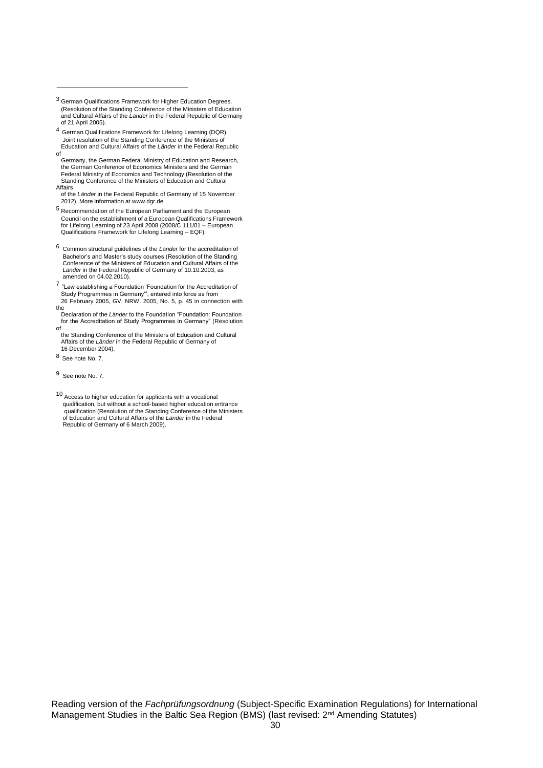[3] German Qualifications Framework for Higher Education Degrees. (Resolution of the Standing Conference of the Ministers of Education and Cultural Affairs of the *Länder* in the Federal Republic of Germany of 21 April 2005).

[4] German Qualifications Framework for Lifelong Learning (DQR). Joint resolution of the Standing Conference of the Ministers of Education and Cultural Affairs of the *Länder* in the Federal Republic of Germany, the German Federal Ministry of Education and Research, the German Conference of Economics Ministers and the German Federal Ministry of Economics and Technology (Resolution of the Standing Conference of the Ministers of Education and Cultural Affairs of the *Länder* in the Federal Republic of Germany of 15 November 2012). More information at www.dqr.de

[5] Recommendation of the European Parliament and the European Council on the establishment of a European Qualifications Framework for Lifelong Learning of 23 April 2008 (2008/C 111/01 – European Qualifications Framework for Lifelong Learning – EQF).

[6] Common structural guidelines of the *Länder* for the accreditation of Bachelor's and Master's study courses (Resolution of the Standing Conference of the Ministers of Education and Cultural Affairs of the *Länder* in the Federal Republic of Germany of 10.10.2003, as amended on 04.02.2010).

[7] "Law establishing a Foundation 'Foundation for the Accreditation of Study Programmes in Germany'", entered into force as from 26 February 2005, GV. NRW. 2005, No. 5, p. 45 in connection with the Declaration of the *Länder* to the Foundation "Foundation: Foundation for the Accreditation of Study Programmes in Germany" (Resolution of the Standing Conference of the Ministers of Education and Cultural Affairs of the *Länder* in the Federal Republic of Germany of 16 December 2004).

[8] See note No. 7.

[9] See note No. 7.

[10] Access to higher education for applicants with a vocational qualification, but without a school-based higher education entrance qualification (Resolution of the Standing Conference of the Ministers of Education and Cultural Affairs of the *Länder* in the Federal Republic of Germany of 6 March 2009).